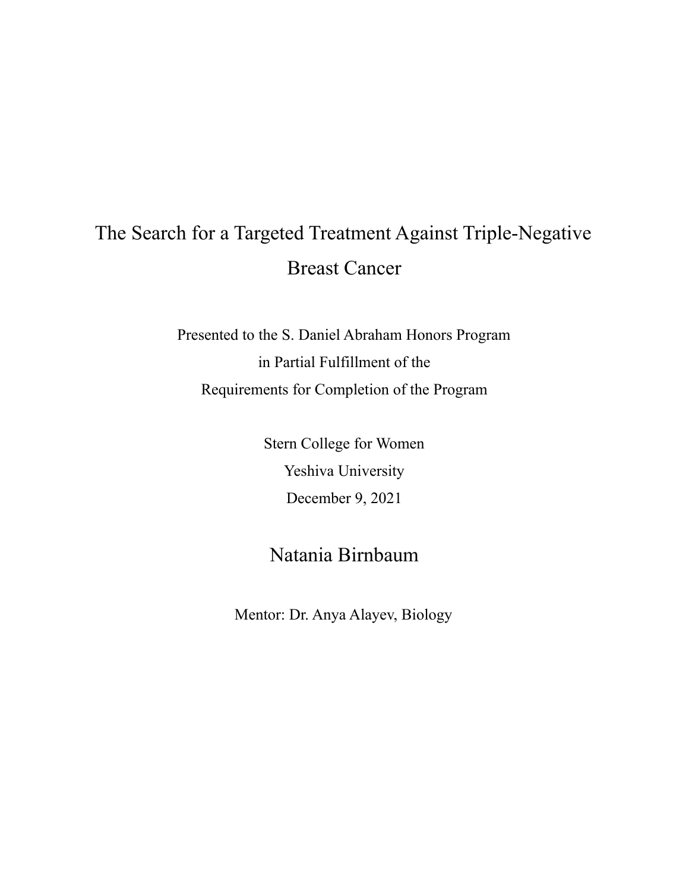# The Search for a Targeted Treatment Against Triple-Negative Breast Cancer

Presented to the S. Daniel Abraham Honors Program
in Partial Fulfillment of the
Requirements for Completion of the Program

Stern College for Women
Yeshiva University
December 9, 2021

## Natania Birnbaum

Mentor: Dr. Anya Alayev, Biology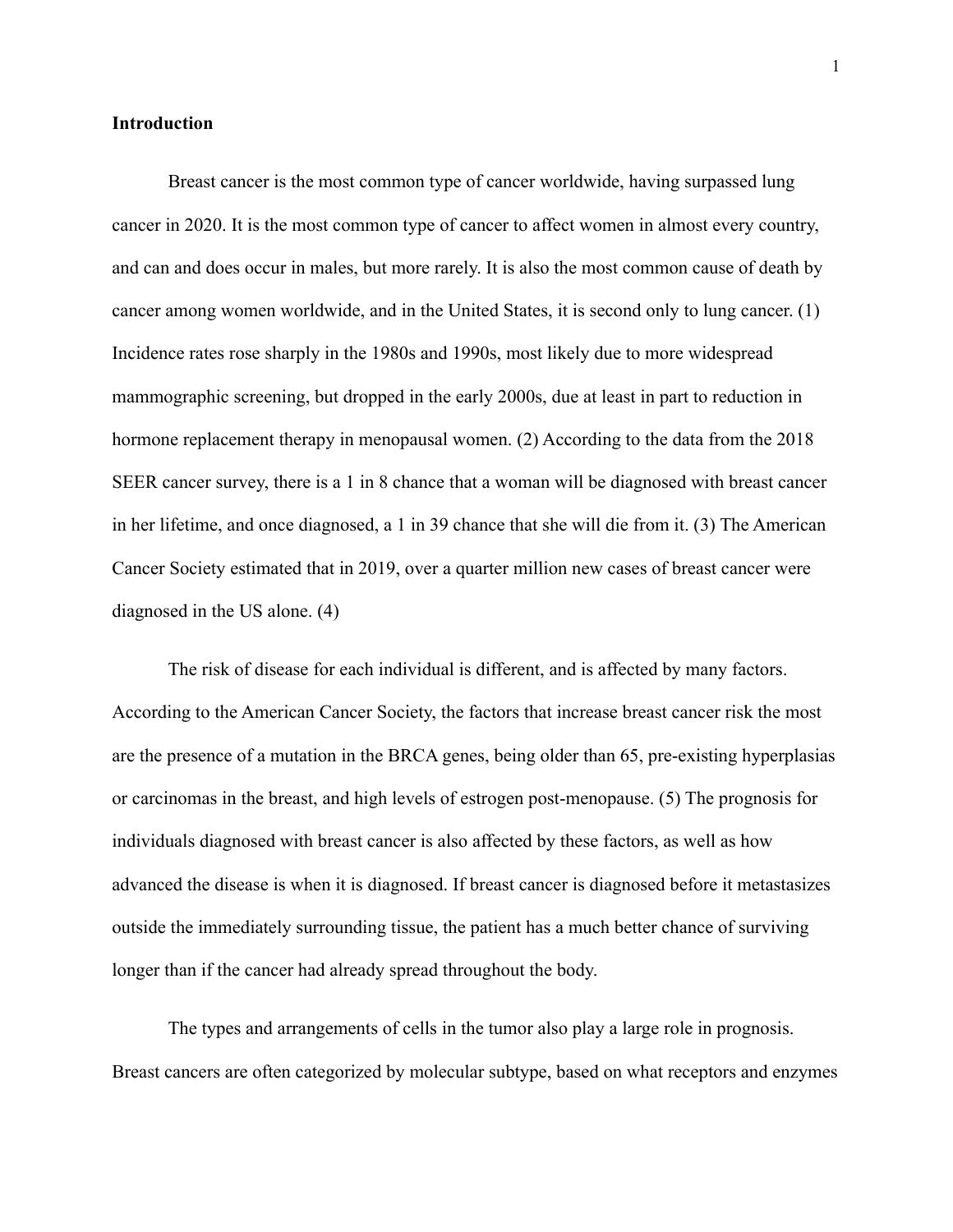**Introduction**

Breast cancer is the most common type of cancer worldwide, having surpassed lung cancer in 2020. It is the most common type of cancer to affect women in almost every country, and can and does occur in males, but more rarely. It is also the most common cause of death by cancer among women worldwide, and in the United States, it is second only to lung cancer. (1) Incidence rates rose sharply in the 1980s and 1990s, most likely due to more widespread mammographic screening, but dropped in the early 2000s, due at least in part to reduction in hormone replacement therapy in menopausal women. (2) According to the data from the 2018 SEER cancer survey, there is a 1 in 8 chance that a woman will be diagnosed with breast cancer in her lifetime, and once diagnosed, a 1 in 39 chance that she will die from it. (3) The American Cancer Society estimated that in 2019, over a quarter million new cases of breast cancer were diagnosed in the US alone. (4)

The risk of disease for each individual is different, and is affected by many factors. According to the American Cancer Society, the factors that increase breast cancer risk the most are the presence of a mutation in the BRCA genes, being older than 65, pre-existing hyperplasias or carcinomas in the breast, and high levels of estrogen post-menopause. (5) The prognosis for individuals diagnosed with breast cancer is also affected by these factors, as well as how advanced the disease is when it is diagnosed. If breast cancer is diagnosed before it metastasizes outside the immediately surrounding tissue, the patient has a much better chance of surviving longer than if the cancer had already spread throughout the body.

The types and arrangements of cells in the tumor also play a large role in prognosis. Breast cancers are often categorized by molecular subtype, based on what receptors and enzymes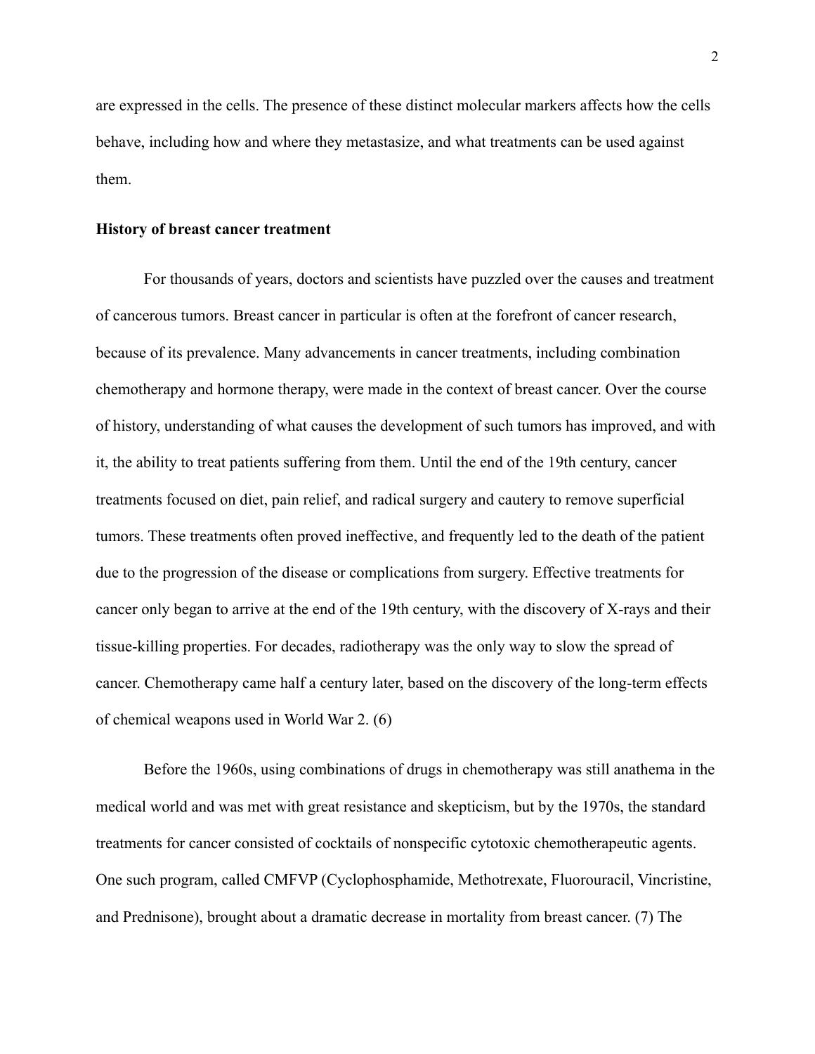are expressed in the cells. The presence of these distinct molecular markers affects how the cells behave, including how and where they metastasize, and what treatments can be used against them.

## History of breast cancer treatment

For thousands of years, doctors and scientists have puzzled over the causes and treatment of cancerous tumors. Breast cancer in particular is often at the forefront of cancer research, because of its prevalence. Many advancements in cancer treatments, including combination chemotherapy and hormone therapy, were made in the context of breast cancer. Over the course of history, understanding of what causes the development of such tumors has improved, and with it, the ability to treat patients suffering from them. Until the end of the 19th century, cancer treatments focused on diet, pain relief, and radical surgery and cautery to remove superficial tumors. These treatments often proved ineffective, and frequently led to the death of the patient due to the progression of the disease or complications from surgery. Effective treatments for cancer only began to arrive at the end of the 19th century, with the discovery of X-rays and their tissue-killing properties. For decades, radiotherapy was the only way to slow the spread of cancer. Chemotherapy came half a century later, based on the discovery of the long-term effects of chemical weapons used in World War 2. (6)

Before the 1960s, using combinations of drugs in chemotherapy was still anathema in the medical world and was met with great resistance and skepticism, but by the 1970s, the standard treatments for cancer consisted of cocktails of nonspecific cytotoxic chemotherapeutic agents. One such program, called CMFVP (Cyclophosphamide, Methotrexate, Fluorouracil, Vincristine, and Prednisone), brought about a dramatic decrease in mortality from breast cancer. (7) The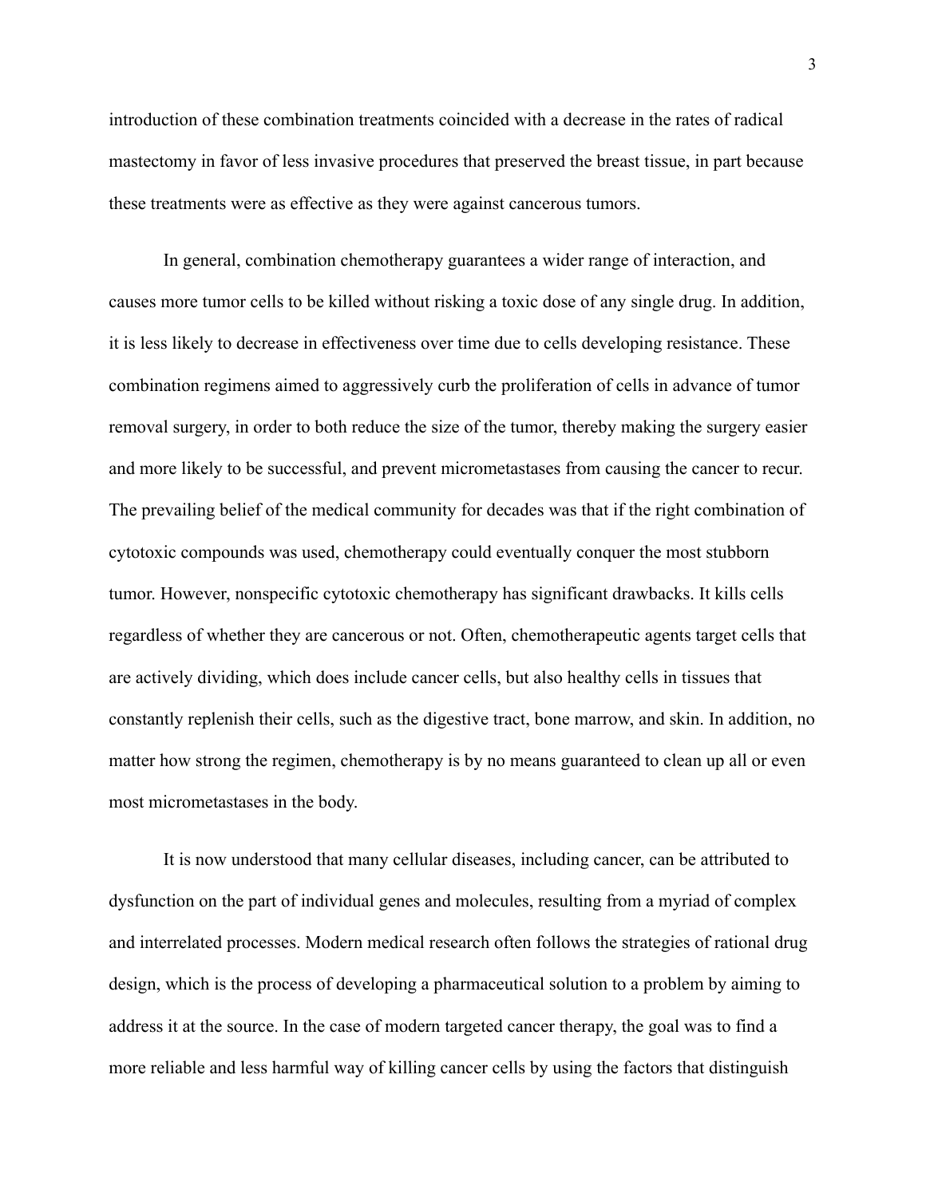introduction of these combination treatments coincided with a decrease in the rates of radical mastectomy in favor of less invasive procedures that preserved the breast tissue, in part because these treatments were as effective as they were against cancerous tumors.

In general, combination chemotherapy guarantees a wider range of interaction, and causes more tumor cells to be killed without risking a toxic dose of any single drug. In addition, it is less likely to decrease in effectiveness over time due to cells developing resistance. These combination regimens aimed to aggressively curb the proliferation of cells in advance of tumor removal surgery, in order to both reduce the size of the tumor, thereby making the surgery easier and more likely to be successful, and prevent micrometastases from causing the cancer to recur. The prevailing belief of the medical community for decades was that if the right combination of cytotoxic compounds was used, chemotherapy could eventually conquer the most stubborn tumor. However, nonspecific cytotoxic chemotherapy has significant drawbacks. It kills cells regardless of whether they are cancerous or not. Often, chemotherapeutic agents target cells that are actively dividing, which does include cancer cells, but also healthy cells in tissues that constantly replenish their cells, such as the digestive tract, bone marrow, and skin. In addition, no matter how strong the regimen, chemotherapy is by no means guaranteed to clean up all or even most micrometastases in the body.

It is now understood that many cellular diseases, including cancer, can be attributed to dysfunction on the part of individual genes and molecules, resulting from a myriad of complex and interrelated processes. Modern medical research often follows the strategies of rational drug design, which is the process of developing a pharmaceutical solution to a problem by aiming to address it at the source. In the case of modern targeted cancer therapy, the goal was to find a more reliable and less harmful way of killing cancer cells by using the factors that distinguish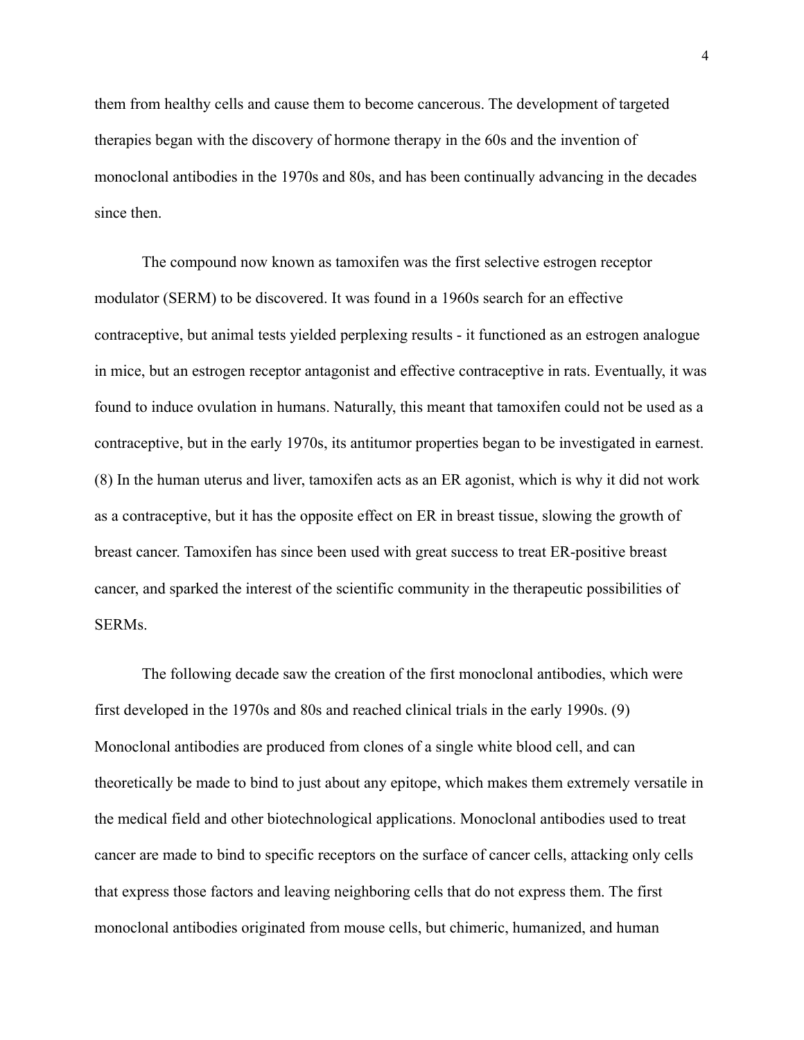them from healthy cells and cause them to become cancerous. The development of targeted therapies began with the discovery of hormone therapy in the 60s and the invention of monoclonal antibodies in the 1970s and 80s, and has been continually advancing in the decades since then.

The compound now known as tamoxifen was the first selective estrogen receptor modulator (SERM) to be discovered. It was found in a 1960s search for an effective contraceptive, but animal tests yielded perplexing results - it functioned as an estrogen analogue in mice, but an estrogen receptor antagonist and effective contraceptive in rats. Eventually, it was found to induce ovulation in humans. Naturally, this meant that tamoxifen could not be used as a contraceptive, but in the early 1970s, its antitumor properties began to be investigated in earnest. (8) In the human uterus and liver, tamoxifen acts as an ER agonist, which is why it did not work as a contraceptive, but it has the opposite effect on ER in breast tissue, slowing the growth of breast cancer. Tamoxifen has since been used with great success to treat ER-positive breast cancer, and sparked the interest of the scientific community in the therapeutic possibilities of SERMs.

The following decade saw the creation of the first monoclonal antibodies, which were first developed in the 1970s and 80s and reached clinical trials in the early 1990s. (9) Monoclonal antibodies are produced from clones of a single white blood cell, and can theoretically be made to bind to just about any epitope, which makes them extremely versatile in the medical field and other biotechnological applications. Monoclonal antibodies used to treat cancer are made to bind to specific receptors on the surface of cancer cells, attacking only cells that express those factors and leaving neighboring cells that do not express them. The first monoclonal antibodies originated from mouse cells, but chimeric, humanized, and human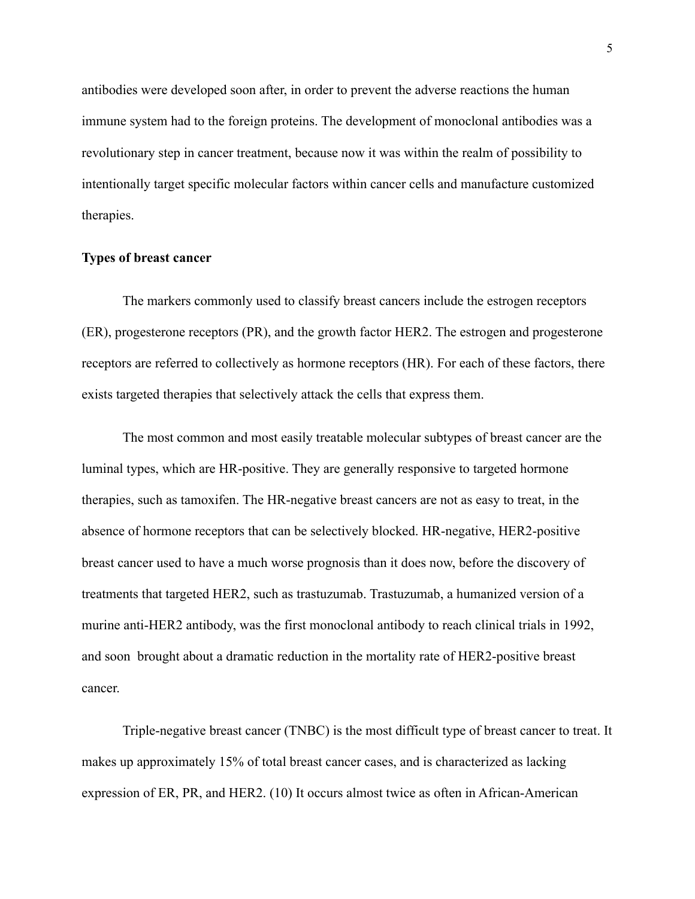antibodies were developed soon after, in order to prevent the adverse reactions the human immune system had to the foreign proteins. The development of monoclonal antibodies was a revolutionary step in cancer treatment, because now it was within the realm of possibility to intentionally target specific molecular factors within cancer cells and manufacture customized therapies.

**Types of breast cancer**

The markers commonly used to classify breast cancers include the estrogen receptors (ER), progesterone receptors (PR), and the growth factor HER2. The estrogen and progesterone receptors are referred to collectively as hormone receptors (HR). For each of these factors, there exists targeted therapies that selectively attack the cells that express them.

The most common and most easily treatable molecular subtypes of breast cancer are the luminal types, which are HR-positive. They are generally responsive to targeted hormone therapies, such as tamoxifen. The HR-negative breast cancers are not as easy to treat, in the absence of hormone receptors that can be selectively blocked. HR-negative, HER2-positive breast cancer used to have a much worse prognosis than it does now, before the discovery of treatments that targeted HER2, such as trastuzumab. Trastuzumab, a humanized version of a murine anti-HER2 antibody, was the first monoclonal antibody to reach clinical trials in 1992, and soon brought about a dramatic reduction in the mortality rate of HER2-positive breast cancer.

Triple-negative breast cancer (TNBC) is the most difficult type of breast cancer to treat. It makes up approximately 15% of total breast cancer cases, and is characterized as lacking expression of ER, PR, and HER2. (10) It occurs almost twice as often in African-American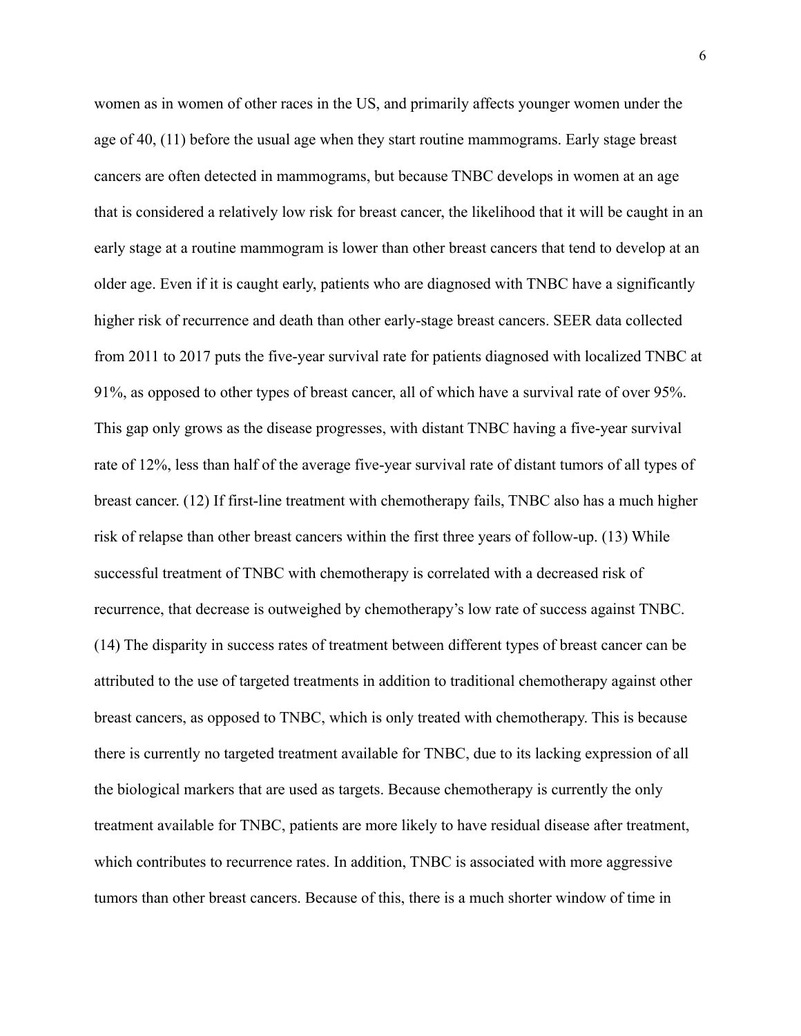women as in women of other races in the US, and primarily affects younger women under the age of 40, (11) before the usual age when they start routine mammograms. Early stage breast cancers are often detected in mammograms, but because TNBC develops in women at an age that is considered a relatively low risk for breast cancer, the likelihood that it will be caught in an early stage at a routine mammogram is lower than other breast cancers that tend to develop at an older age. Even if it is caught early, patients who are diagnosed with TNBC have a significantly higher risk of recurrence and death than other early-stage breast cancers. SEER data collected from 2011 to 2017 puts the five-year survival rate for patients diagnosed with localized TNBC at 91%, as opposed to other types of breast cancer, all of which have a survival rate of over 95%. This gap only grows as the disease progresses, with distant TNBC having a five-year survival rate of 12%, less than half of the average five-year survival rate of distant tumors of all types of breast cancer. (12) If first-line treatment with chemotherapy fails, TNBC also has a much higher risk of relapse than other breast cancers within the first three years of follow-up. (13) While successful treatment of TNBC with chemotherapy is correlated with a decreased risk of recurrence, that decrease is outweighed by chemotherapy's low rate of success against TNBC. (14) The disparity in success rates of treatment between different types of breast cancer can be attributed to the use of targeted treatments in addition to traditional chemotherapy against other breast cancers, as opposed to TNBC, which is only treated with chemotherapy. This is because there is currently no targeted treatment available for TNBC, due to its lacking expression of all the biological markers that are used as targets. Because chemotherapy is currently the only treatment available for TNBC, patients are more likely to have residual disease after treatment, which contributes to recurrence rates. In addition, TNBC is associated with more aggressive tumors than other breast cancers. Because of this, there is a much shorter window of time in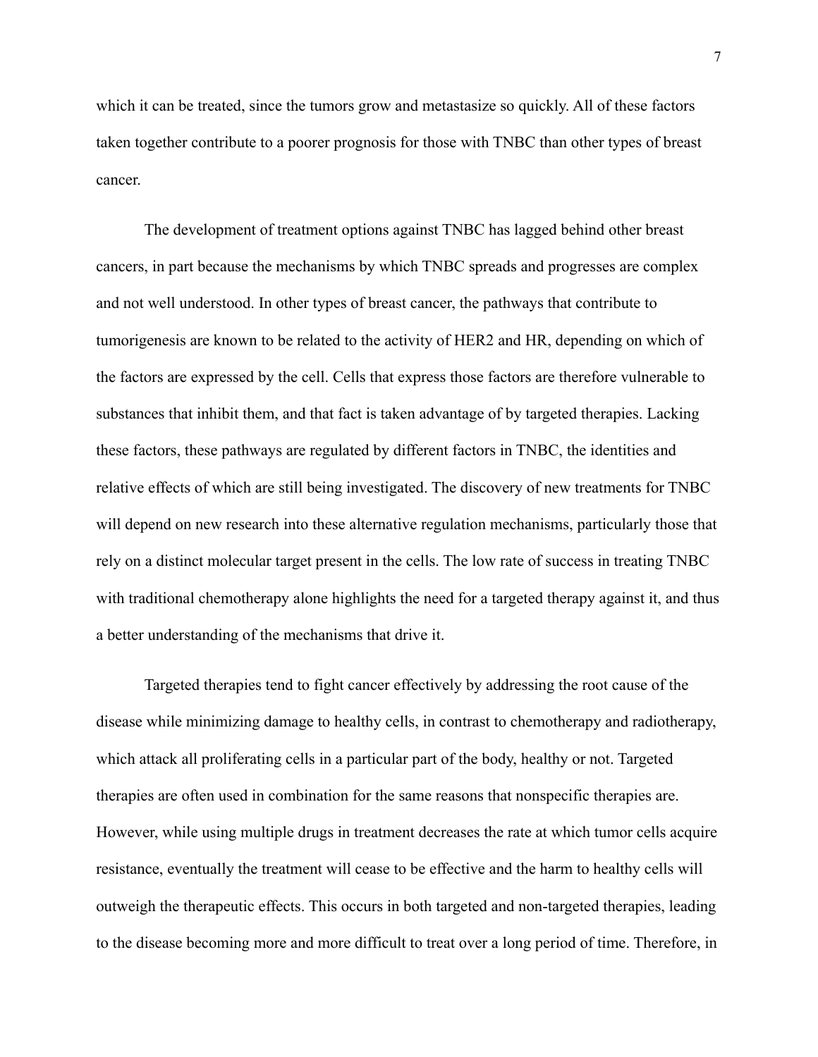which it can be treated, since the tumors grow and metastasize so quickly. All of these factors taken together contribute to a poorer prognosis for those with TNBC than other types of breast cancer.

The development of treatment options against TNBC has lagged behind other breast cancers, in part because the mechanisms by which TNBC spreads and progresses are complex and not well understood. In other types of breast cancer, the pathways that contribute to tumorigenesis are known to be related to the activity of HER2 and HR, depending on which of the factors are expressed by the cell. Cells that express those factors are therefore vulnerable to substances that inhibit them, and that fact is taken advantage of by targeted therapies. Lacking these factors, these pathways are regulated by different factors in TNBC, the identities and relative effects of which are still being investigated. The discovery of new treatments for TNBC will depend on new research into these alternative regulation mechanisms, particularly those that rely on a distinct molecular target present in the cells. The low rate of success in treating TNBC with traditional chemotherapy alone highlights the need for a targeted therapy against it, and thus a better understanding of the mechanisms that drive it.

Targeted therapies tend to fight cancer effectively by addressing the root cause of the disease while minimizing damage to healthy cells, in contrast to chemotherapy and radiotherapy, which attack all proliferating cells in a particular part of the body, healthy or not. Targeted therapies are often used in combination for the same reasons that nonspecific therapies are. However, while using multiple drugs in treatment decreases the rate at which tumor cells acquire resistance, eventually the treatment will cease to be effective and the harm to healthy cells will outweigh the therapeutic effects. This occurs in both targeted and non-targeted therapies, leading to the disease becoming more and more difficult to treat over a long period of time. Therefore, in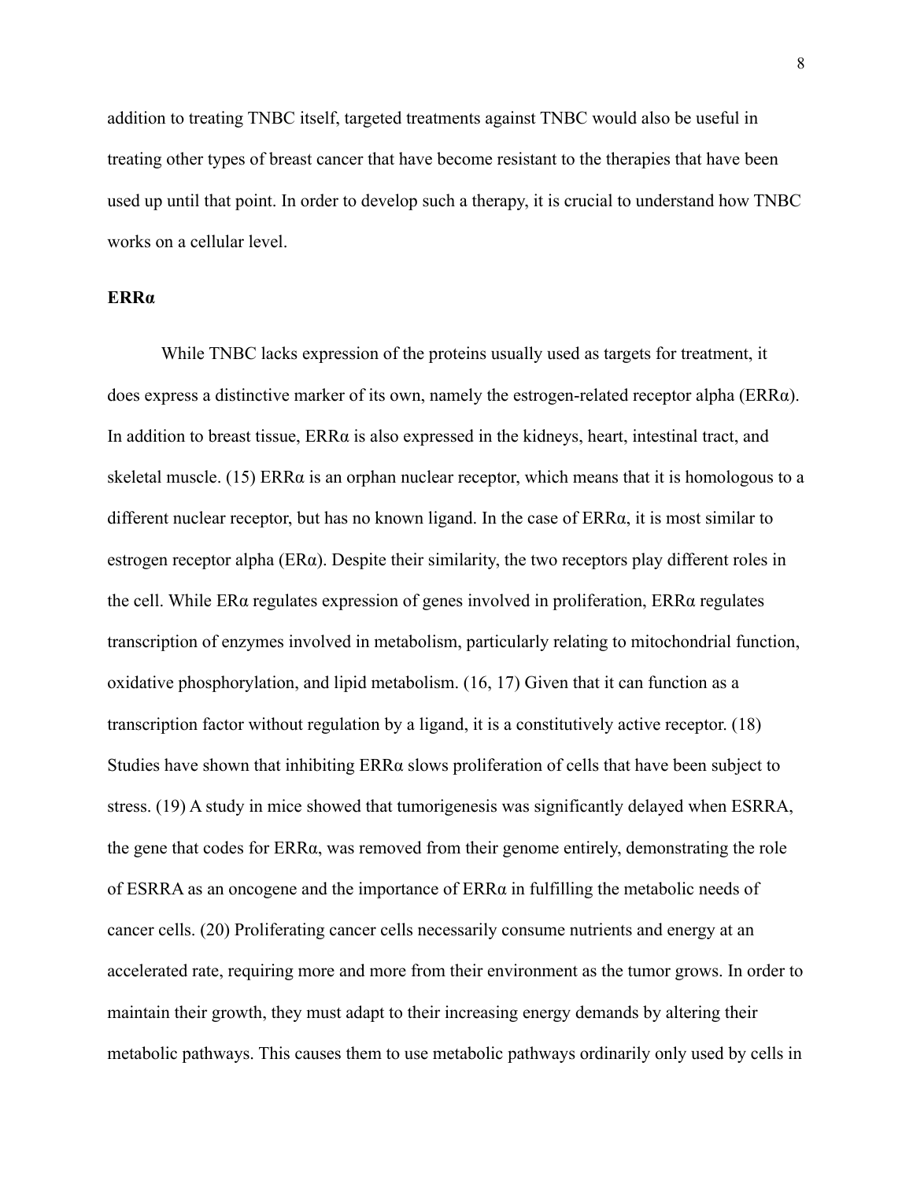addition to treating TNBC itself, targeted treatments against TNBC would also be useful in treating other types of breast cancer that have become resistant to the therapies that have been used up until that point. In order to develop such a therapy, it is crucial to understand how TNBC works on a cellular level.

## ERRα

While TNBC lacks expression of the proteins usually used as targets for treatment, it does express a distinctive marker of its own, namely the estrogen-related receptor alpha (ERRα). In addition to breast tissue, ERRα is also expressed in the kidneys, heart, intestinal tract, and skeletal muscle. (15) ERRα is an orphan nuclear receptor, which means that it is homologous to a different nuclear receptor, but has no known ligand. In the case of ERRα, it is most similar to estrogen receptor alpha (ERα). Despite their similarity, the two receptors play different roles in the cell. While ERα regulates expression of genes involved in proliferation, ERRα regulates transcription of enzymes involved in metabolism, particularly relating to mitochondrial function, oxidative phosphorylation, and lipid metabolism. (16, 17) Given that it can function as a transcription factor without regulation by a ligand, it is a constitutively active receptor. (18) Studies have shown that inhibiting ERRα slows proliferation of cells that have been subject to stress. (19) A study in mice showed that tumorigenesis was significantly delayed when ESRRA, the gene that codes for ERRα, was removed from their genome entirely, demonstrating the role of ESRRA as an oncogene and the importance of ERRα in fulfilling the metabolic needs of cancer cells. (20) Proliferating cancer cells necessarily consume nutrients and energy at an accelerated rate, requiring more and more from their environment as the tumor grows. In order to maintain their growth, they must adapt to their increasing energy demands by altering their metabolic pathways. This causes them to use metabolic pathways ordinarily only used by cells in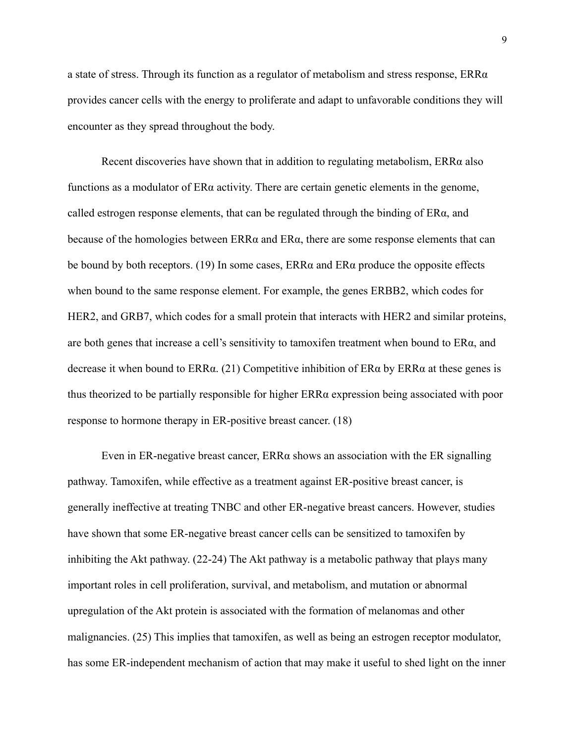a state of stress. Through its function as a regulator of metabolism and stress response, ERRα provides cancer cells with the energy to proliferate and adapt to unfavorable conditions they will encounter as they spread throughout the body.

Recent discoveries have shown that in addition to regulating metabolism, ERRα also functions as a modulator of ERα activity. There are certain genetic elements in the genome, called estrogen response elements, that can be regulated through the binding of ERα, and because of the homologies between ERRα and ERα, there are some response elements that can be bound by both receptors. (19) In some cases, ERRα and ERα produce the opposite effects when bound to the same response element. For example, the genes ERBB2, which codes for HER2, and GRB7, which codes for a small protein that interacts with HER2 and similar proteins, are both genes that increase a cell's sensitivity to tamoxifen treatment when bound to ERα, and decrease it when bound to ERRα. (21) Competitive inhibition of ERα by ERRα at these genes is thus theorized to be partially responsible for higher ERRα expression being associated with poor response to hormone therapy in ER-positive breast cancer. (18)

Even in ER-negative breast cancer, ERRα shows an association with the ER signalling pathway. Tamoxifen, while effective as a treatment against ER-positive breast cancer, is generally ineffective at treating TNBC and other ER-negative breast cancers. However, studies have shown that some ER-negative breast cancer cells can be sensitized to tamoxifen by inhibiting the Akt pathway. (22-24) The Akt pathway is a metabolic pathway that plays many important roles in cell proliferation, survival, and metabolism, and mutation or abnormal upregulation of the Akt protein is associated with the formation of melanomas and other malignancies. (25) This implies that tamoxifen, as well as being an estrogen receptor modulator, has some ER-independent mechanism of action that may make it useful to shed light on the inner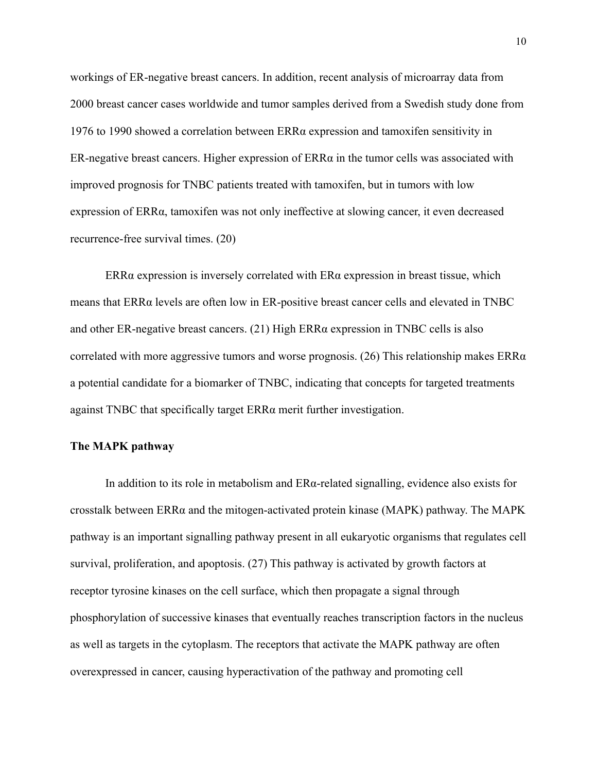workings of ER-negative breast cancers. In addition, recent analysis of microarray data from 2000 breast cancer cases worldwide and tumor samples derived from a Swedish study done from 1976 to 1990 showed a correlation between ERRα expression and tamoxifen sensitivity in ER-negative breast cancers. Higher expression of ERRα in the tumor cells was associated with improved prognosis for TNBC patients treated with tamoxifen, but in tumors with low expression of ERRα, tamoxifen was not only ineffective at slowing cancer, it even decreased recurrence-free survival times. (20)

ERRα expression is inversely correlated with ERα expression in breast tissue, which means that ERRα levels are often low in ER-positive breast cancer cells and elevated in TNBC and other ER-negative breast cancers. (21) High ERRα expression in TNBC cells is also correlated with more aggressive tumors and worse prognosis. (26) This relationship makes ERRα a potential candidate for a biomarker of TNBC, indicating that concepts for targeted treatments against TNBC that specifically target ERRα merit further investigation.

**The MAPK pathway**

In addition to its role in metabolism and ERα-related signalling, evidence also exists for crosstalk between ERRα and the mitogen-activated protein kinase (MAPK) pathway. The MAPK pathway is an important signalling pathway present in all eukaryotic organisms that regulates cell survival, proliferation, and apoptosis. (27) This pathway is activated by growth factors at receptor tyrosine kinases on the cell surface, which then propagate a signal through phosphorylation of successive kinases that eventually reaches transcription factors in the nucleus as well as targets in the cytoplasm. The receptors that activate the MAPK pathway are often overexpressed in cancer, causing hyperactivation of the pathway and promoting cell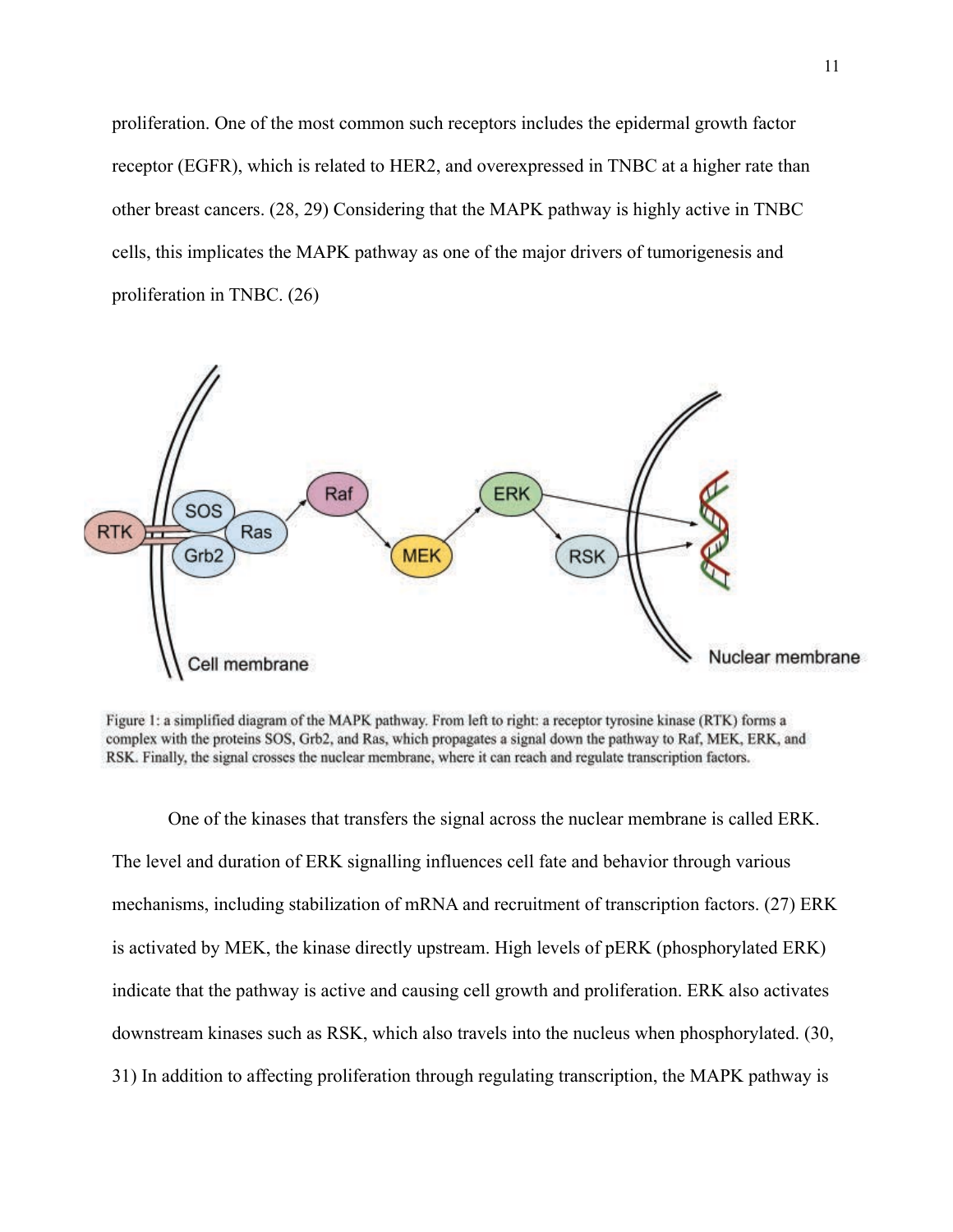proliferation. One of the most common such receptors includes the epidermal growth factor receptor (EGFR), which is related to HER2, and overexpressed in TNBC at a higher rate than other breast cancers. (28, 29) Considering that the MAPK pathway is highly active in TNBC cells, this implicates the MAPK pathway as one of the major drivers of tumorigenesis and proliferation in TNBC. (26)

Figure 1: a simplified diagram of the MAPK pathway. From left to right: a receptor tyrosine kinase (RTK) forms a complex with the proteins SOS, Grb2, and Ras, which propagates a signal down the pathway to Raf, MEK, ERK, and RSK. Finally, the signal crosses the nuclear membrane, where it can reach and regulate transcription factors.

One of the kinases that transfers the signal across the nuclear membrane is called ERK. The level and duration of ERK signalling influences cell fate and behavior through various mechanisms, including stabilization of mRNA and recruitment of transcription factors. (27) ERK is activated by MEK, the kinase directly upstream. High levels of pERK (phosphorylated ERK) indicate that the pathway is active and causing cell growth and proliferation. ERK also activates downstream kinases such as RSK, which also travels into the nucleus when phosphorylated. (30, 31) In addition to affecting proliferation through regulating transcription, the MAPK pathway is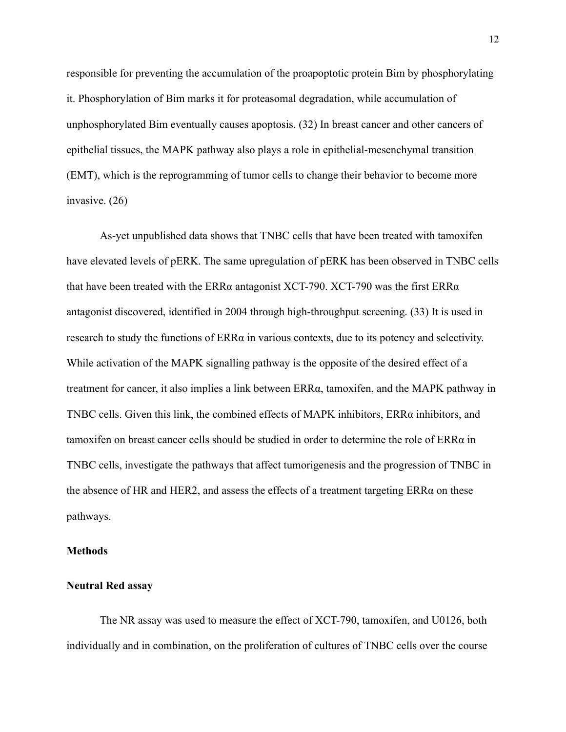responsible for preventing the accumulation of the proapoptotic protein Bim by phosphorylating it. Phosphorylation of Bim marks it for proteasomal degradation, while accumulation of unphosphorylated Bim eventually causes apoptosis. (32) In breast cancer and other cancers of epithelial tissues, the MAPK pathway also plays a role in epithelial-mesenchymal transition (EMT), which is the reprogramming of tumor cells to change their behavior to become more invasive. (26)

As-yet unpublished data shows that TNBC cells that have been treated with tamoxifen have elevated levels of pERK. The same upregulation of pERK has been observed in TNBC cells that have been treated with the ERRα antagonist XCT-790. XCT-790 was the first ERRα antagonist discovered, identified in 2004 through high-throughput screening. (33) It is used in research to study the functions of ERRα in various contexts, due to its potency and selectivity. While activation of the MAPK signalling pathway is the opposite of the desired effect of a treatment for cancer, it also implies a link between ERRα, tamoxifen, and the MAPK pathway in TNBC cells. Given this link, the combined effects of MAPK inhibitors, ERRα inhibitors, and tamoxifen on breast cancer cells should be studied in order to determine the role of ERRα in TNBC cells, investigate the pathways that affect tumorigenesis and the progression of TNBC in the absence of HR and HER2, and assess the effects of a treatment targeting ERRα on these pathways.

## Methods

### Neutral Red assay

The NR assay was used to measure the effect of XCT-790, tamoxifen, and U0126, both individually and in combination, on the proliferation of cultures of TNBC cells over the course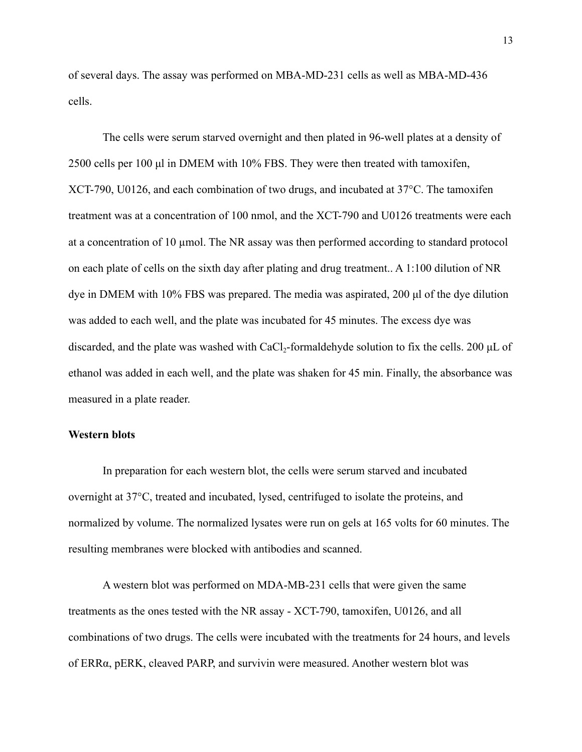of several days. The assay was performed on MBA-MD-231 cells as well as MBA-MD-436 cells.

The cells were serum starved overnight and then plated in 96-well plates at a density of 2500 cells per 100 µl in DMEM with 10% FBS. They were then treated with tamoxifen, XCT-790, U0126, and each combination of two drugs, and incubated at 37°C. The tamoxifen treatment was at a concentration of 100 nmol, and the XCT-790 and U0126 treatments were each at a concentration of 10 µmol. The NR assay was then performed according to standard protocol on each plate of cells on the sixth day after plating and drug treatment.. A 1:100 dilution of NR dye in DMEM with 10% FBS was prepared. The media was aspirated, 200 µl of the dye dilution was added to each well, and the plate was incubated for 45 minutes. The excess dye was discarded, and the plate was washed with $CaCl_2$-formaldehyde solution to fix the cells. 200 µL of ethanol was added in each well, and the plate was shaken for 45 min. Finally, the absorbance was measured in a plate reader.

**Western blots**

In preparation for each western blot, the cells were serum starved and incubated overnight at 37°C, treated and incubated, lysed, centrifuged to isolate the proteins, and normalized by volume. The normalized lysates were run on gels at 165 volts for 60 minutes. The resulting membranes were blocked with antibodies and scanned.

A western blot was performed on MDA-MB-231 cells that were given the same treatments as the ones tested with the NR assay - XCT-790, tamoxifen, U0126, and all combinations of two drugs. The cells were incubated with the treatments for 24 hours, and levels of ERRα, pERK, cleaved PARP, and survivin were measured. Another western blot was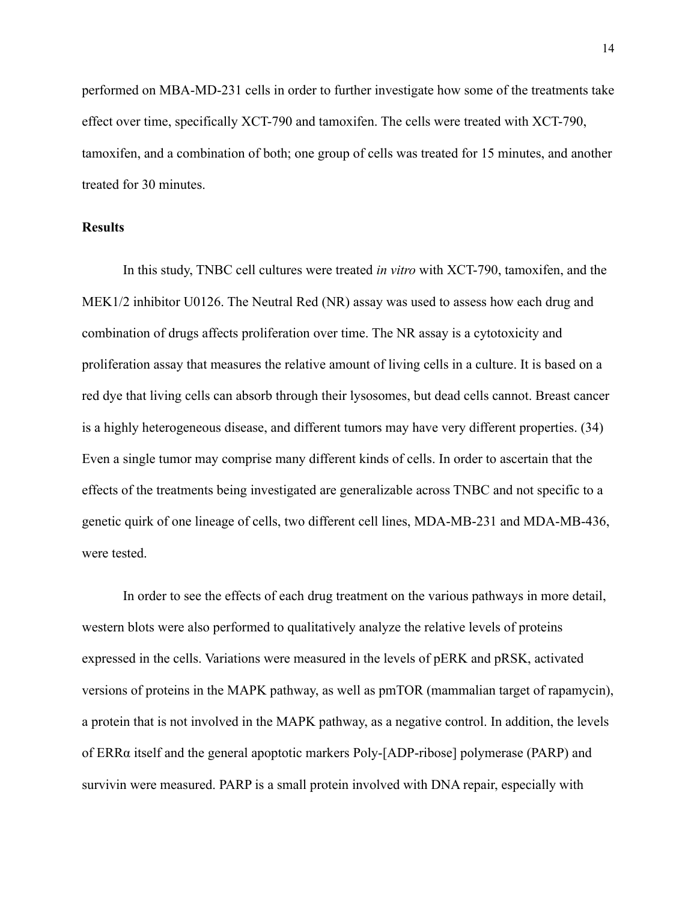performed on MBA-MD-231 cells in order to further investigate how some of the treatments take effect over time, specifically XCT-790 and tamoxifen. The cells were treated with XCT-790, tamoxifen, and a combination of both; one group of cells was treated for 15 minutes, and another treated for 30 minutes.

## Results

In this study, TNBC cell cultures were treated *in vitro* with XCT-790, tamoxifen, and the MEK1/2 inhibitor U0126. The Neutral Red (NR) assay was used to assess how each drug and combination of drugs affects proliferation over time. The NR assay is a cytotoxicity and proliferation assay that measures the relative amount of living cells in a culture. It is based on a red dye that living cells can absorb through their lysosomes, but dead cells cannot. Breast cancer is a highly heterogeneous disease, and different tumors may have very different properties. (34) Even a single tumor may comprise many different kinds of cells. In order to ascertain that the effects of the treatments being investigated are generalizable across TNBC and not specific to a genetic quirk of one lineage of cells, two different cell lines, MDA-MB-231 and MDA-MB-436, were tested.

In order to see the effects of each drug treatment on the various pathways in more detail, western blots were also performed to qualitatively analyze the relative levels of proteins expressed in the cells. Variations were measured in the levels of pERK and pRSK, activated versions of proteins in the MAPK pathway, as well as pmTOR (mammalian target of rapamycin), a protein that is not involved in the MAPK pathway, as a negative control. In addition, the levels of ERRα itself and the general apoptotic markers Poly-[ADP-ribose] polymerase (PARP) and survivin were measured. PARP is a small protein involved with DNA repair, especially with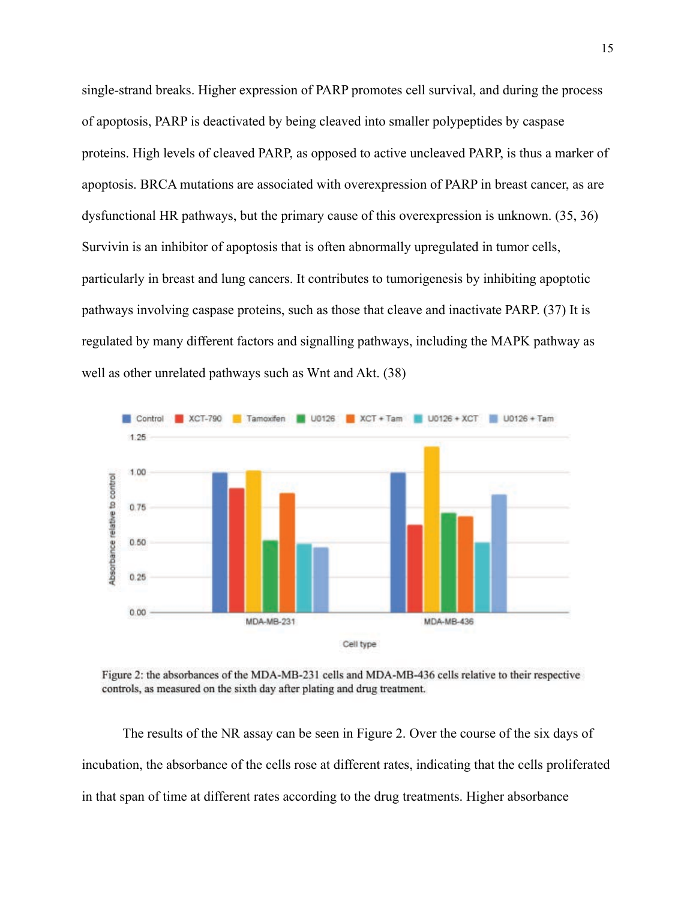single-strand breaks. Higher expression of PARP promotes cell survival, and during the process of apoptosis, PARP is deactivated by being cleaved into smaller polypeptides by caspase proteins. High levels of cleaved PARP, as opposed to active uncleaved PARP, is thus a marker of apoptosis. BRCA mutations are associated with overexpression of PARP in breast cancer, as are dysfunctional HR pathways, but the primary cause of this overexpression is unknown. (35, 36) Survivin is an inhibitor of apoptosis that is often abnormally upregulated in tumor cells, particularly in breast and lung cancers. It contributes to tumorigenesis by inhibiting apoptotic pathways involving caspase proteins, such as those that cleave and inactivate PARP. (37) It is regulated by many different factors and signalling pathways, including the MAPK pathway as well as other unrelated pathways such as Wnt and Akt. (38)

Figure 2: the absorbances of the MDA-MB-231 cells and MDA-MB-436 cells relative to their respective controls, as measured on the sixth day after plating and drug treatment.

The results of the NR assay can be seen in Figure 2. Over the course of the six days of incubation, the absorbance of the cells rose at different rates, indicating that the cells proliferated in that span of time at different rates according to the drug treatments. Higher absorbance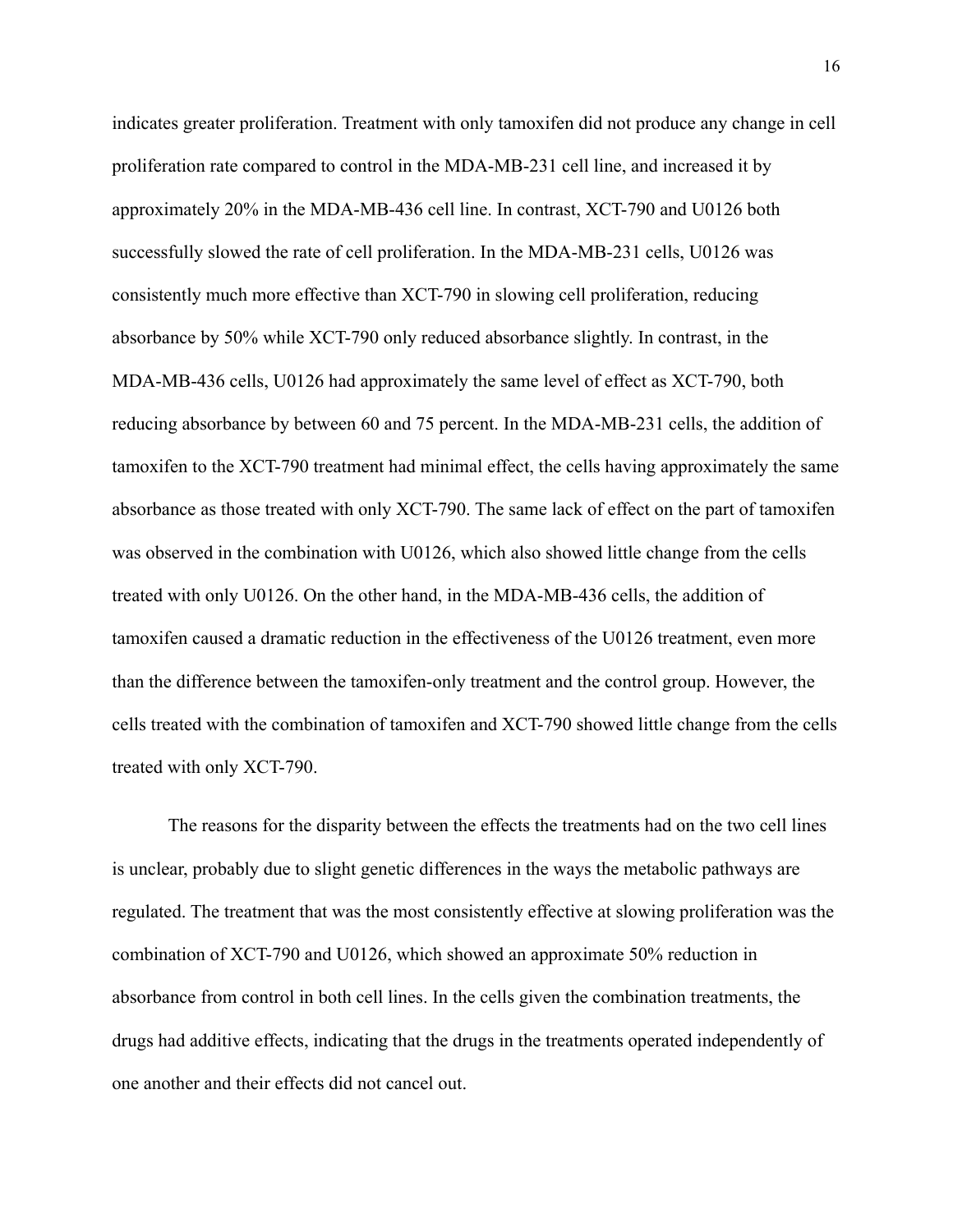indicates greater proliferation. Treatment with only tamoxifen did not produce any change in cell proliferation rate compared to control in the MDA-MB-231 cell line, and increased it by approximately 20% in the MDA-MB-436 cell line. In contrast, XCT-790 and U0126 both successfully slowed the rate of cell proliferation. In the MDA-MB-231 cells, U0126 was consistently much more effective than XCT-790 in slowing cell proliferation, reducing absorbance by 50% while XCT-790 only reduced absorbance slightly. In contrast, in the MDA-MB-436 cells, U0126 had approximately the same level of effect as XCT-790, both reducing absorbance by between 60 and 75 percent. In the MDA-MB-231 cells, the addition of tamoxifen to the XCT-790 treatment had minimal effect, the cells having approximately the same absorbance as those treated with only XCT-790. The same lack of effect on the part of tamoxifen was observed in the combination with U0126, which also showed little change from the cells treated with only U0126. On the other hand, in the MDA-MB-436 cells, the addition of tamoxifen caused a dramatic reduction in the effectiveness of the U0126 treatment, even more than the difference between the tamoxifen-only treatment and the control group. However, the cells treated with the combination of tamoxifen and XCT-790 showed little change from the cells treated with only XCT-790.

The reasons for the disparity between the effects the treatments had on the two cell lines is unclear, probably due to slight genetic differences in the ways the metabolic pathways are regulated. The treatment that was the most consistently effective at slowing proliferation was the combination of XCT-790 and U0126, which showed an approximate 50% reduction in absorbance from control in both cell lines. In the cells given the combination treatments, the drugs had additive effects, indicating that the drugs in the treatments operated independently of one another and their effects did not cancel out.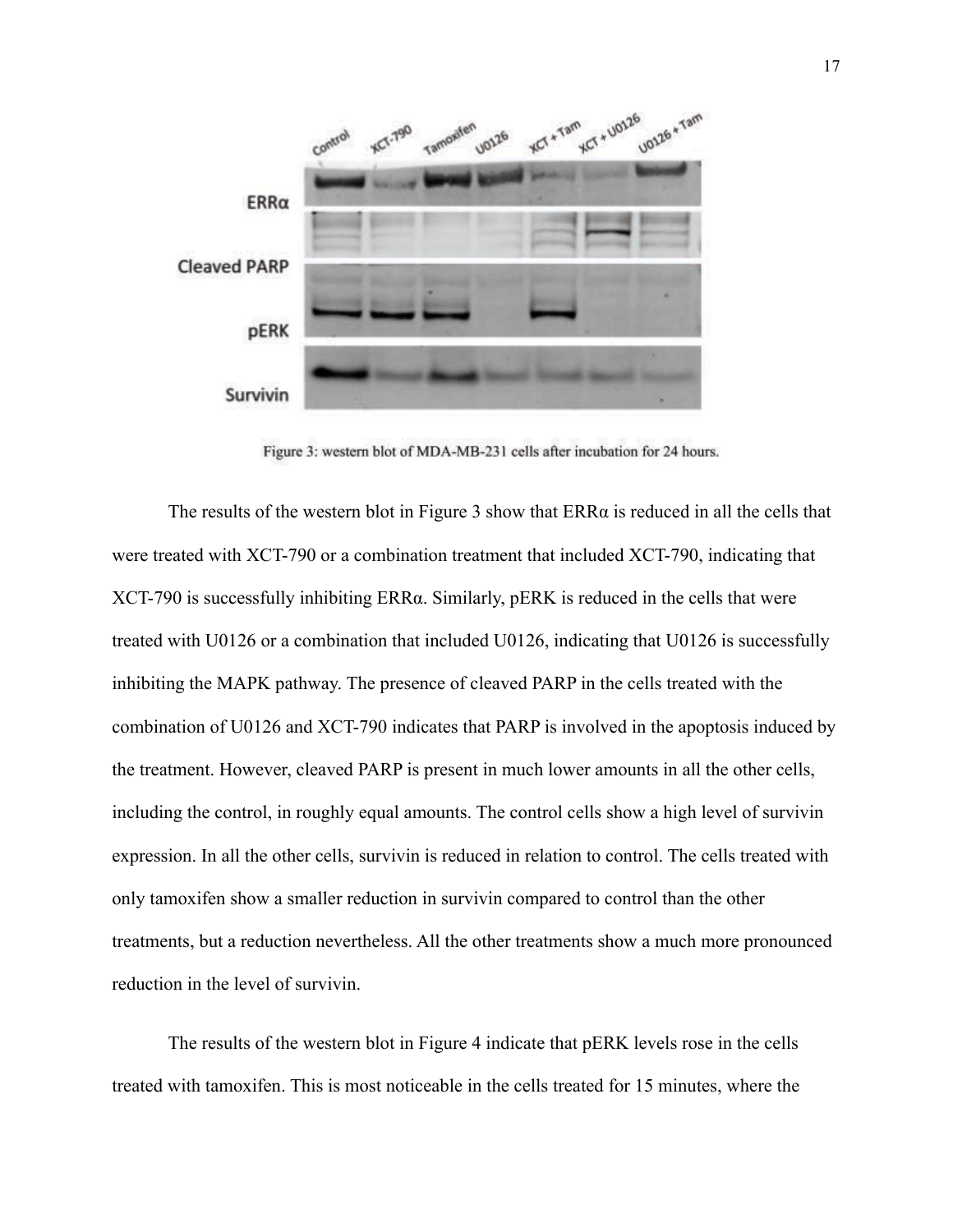Figure 3: western blot of MDA-MB-231 cells after incubation for 24 hours.

The results of the western blot in Figure 3 show that ERRα is reduced in all the cells that were treated with XCT-790 or a combination treatment that included XCT-790, indicating that XCT-790 is successfully inhibiting ERRα. Similarly, pERK is reduced in the cells that were treated with U0126 or a combination that included U0126, indicating that U0126 is successfully inhibiting the MAPK pathway. The presence of cleaved PARP in the cells treated with the combination of U0126 and XCT-790 indicates that PARP is involved in the apoptosis induced by the treatment. However, cleaved PARP is present in much lower amounts in all the other cells, including the control, in roughly equal amounts. The control cells show a high level of survivin expression. In all the other cells, survivin is reduced in relation to control. The cells treated with only tamoxifen show a smaller reduction in survivin compared to control than the other treatments, but a reduction nevertheless. All the other treatments show a much more pronounced reduction in the level of survivin.

The results of the western blot in Figure 4 indicate that pERK levels rose in the cells treated with tamoxifen. This is most noticeable in the cells treated for 15 minutes, where the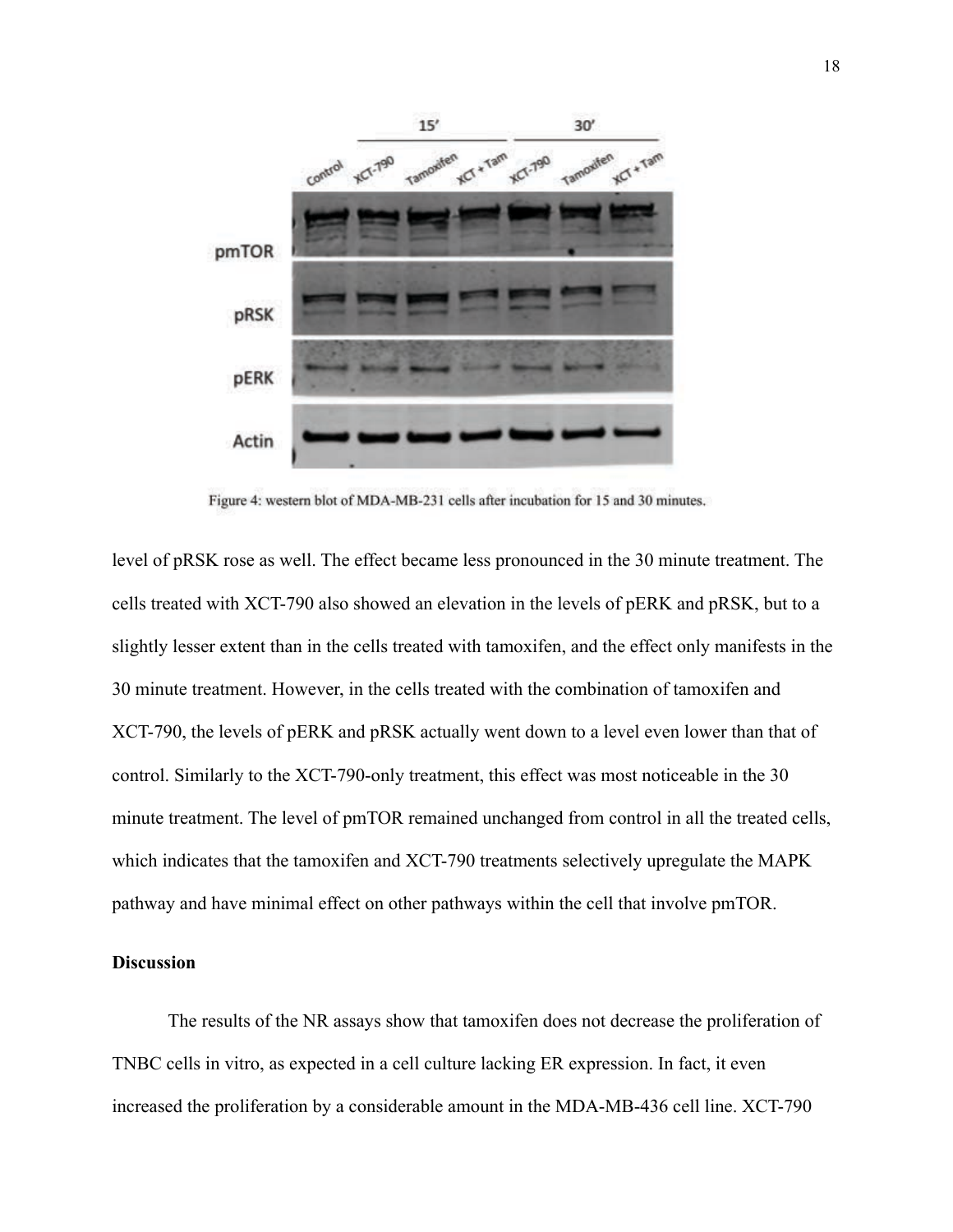Figure 4: western blot of MDA-MB-231 cells after incubation for 15 and 30 minutes.

level of pRSK rose as well. The effect became less pronounced in the 30 minute treatment. The cells treated with XCT-790 also showed an elevation in the levels of pERK and pRSK, but to a slightly lesser extent than in the cells treated with tamoxifen, and the effect only manifests in the 30 minute treatment. However, in the cells treated with the combination of tamoxifen and XCT-790, the levels of pERK and pRSK actually went down to a level even lower than that of control. Similarly to the XCT-790-only treatment, this effect was most noticeable in the 30 minute treatment. The level of pmTOR remained unchanged from control in all the treated cells, which indicates that the tamoxifen and XCT-790 treatments selectively upregulate the MAPK pathway and have minimal effect on other pathways within the cell that involve pmTOR.

**Discussion**

The results of the NR assays show that tamoxifen does not decrease the proliferation of TNBC cells in vitro, as expected in a cell culture lacking ER expression. In fact, it even increased the proliferation by a considerable amount in the MDA-MB-436 cell line. XCT-790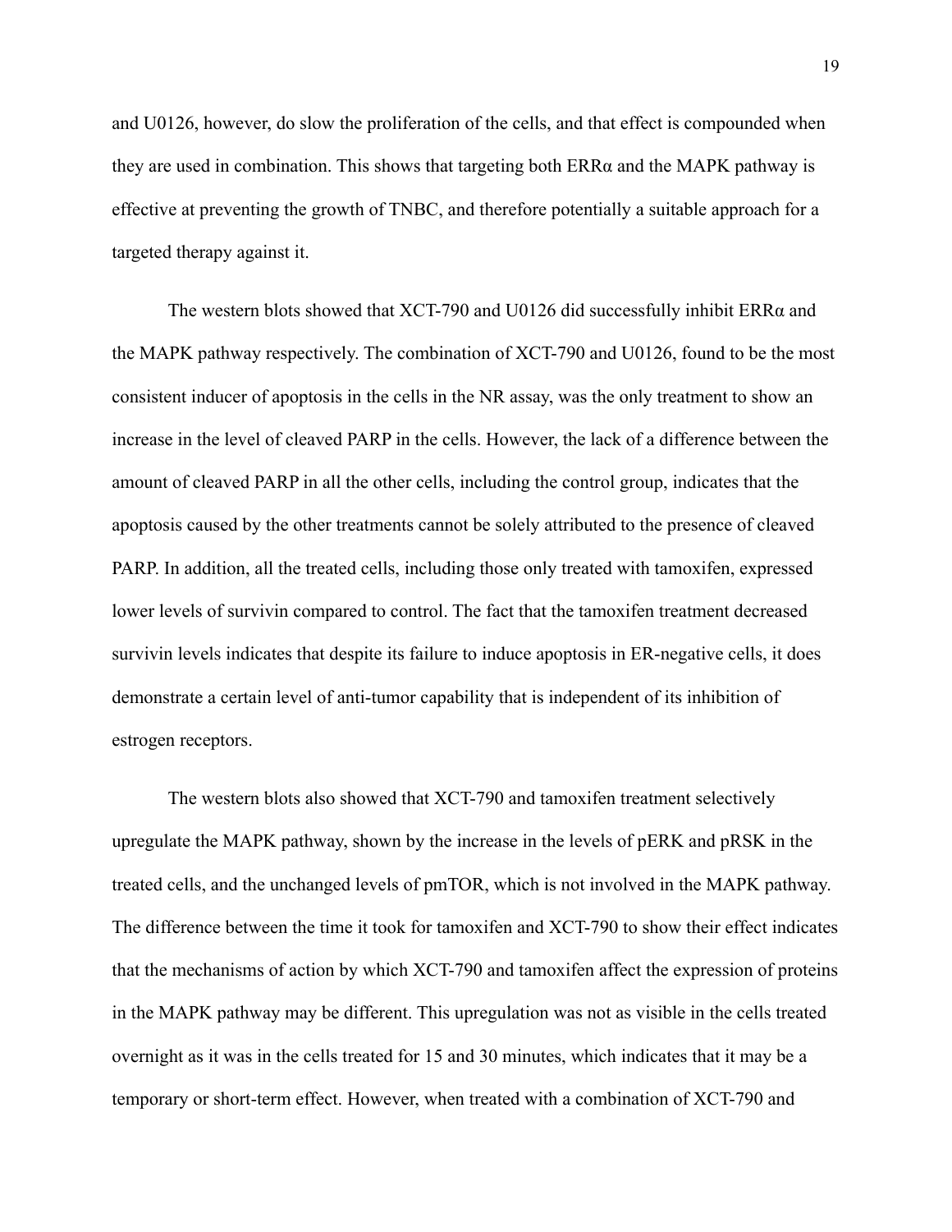and U0126, however, do slow the proliferation of the cells, and that effect is compounded when they are used in combination. This shows that targeting both ERRα and the MAPK pathway is effective at preventing the growth of TNBC, and therefore potentially a suitable approach for a targeted therapy against it.

The western blots showed that XCT-790 and U0126 did successfully inhibit ERRα and the MAPK pathway respectively. The combination of XCT-790 and U0126, found to be the most consistent inducer of apoptosis in the cells in the NR assay, was the only treatment to show an increase in the level of cleaved PARP in the cells. However, the lack of a difference between the amount of cleaved PARP in all the other cells, including the control group, indicates that the apoptosis caused by the other treatments cannot be solely attributed to the presence of cleaved PARP. In addition, all the treated cells, including those only treated with tamoxifen, expressed lower levels of survivin compared to control. The fact that the tamoxifen treatment decreased survivin levels indicates that despite its failure to induce apoptosis in ER-negative cells, it does demonstrate a certain level of anti-tumor capability that is independent of its inhibition of estrogen receptors.

The western blots also showed that XCT-790 and tamoxifen treatment selectively upregulate the MAPK pathway, shown by the increase in the levels of pERK and pRSK in the treated cells, and the unchanged levels of pmTOR, which is not involved in the MAPK pathway. The difference between the time it took for tamoxifen and XCT-790 to show their effect indicates that the mechanisms of action by which XCT-790 and tamoxifen affect the expression of proteins in the MAPK pathway may be different. This upregulation was not as visible in the cells treated overnight as it was in the cells treated for 15 and 30 minutes, which indicates that it may be a temporary or short-term effect. However, when treated with a combination of XCT-790 and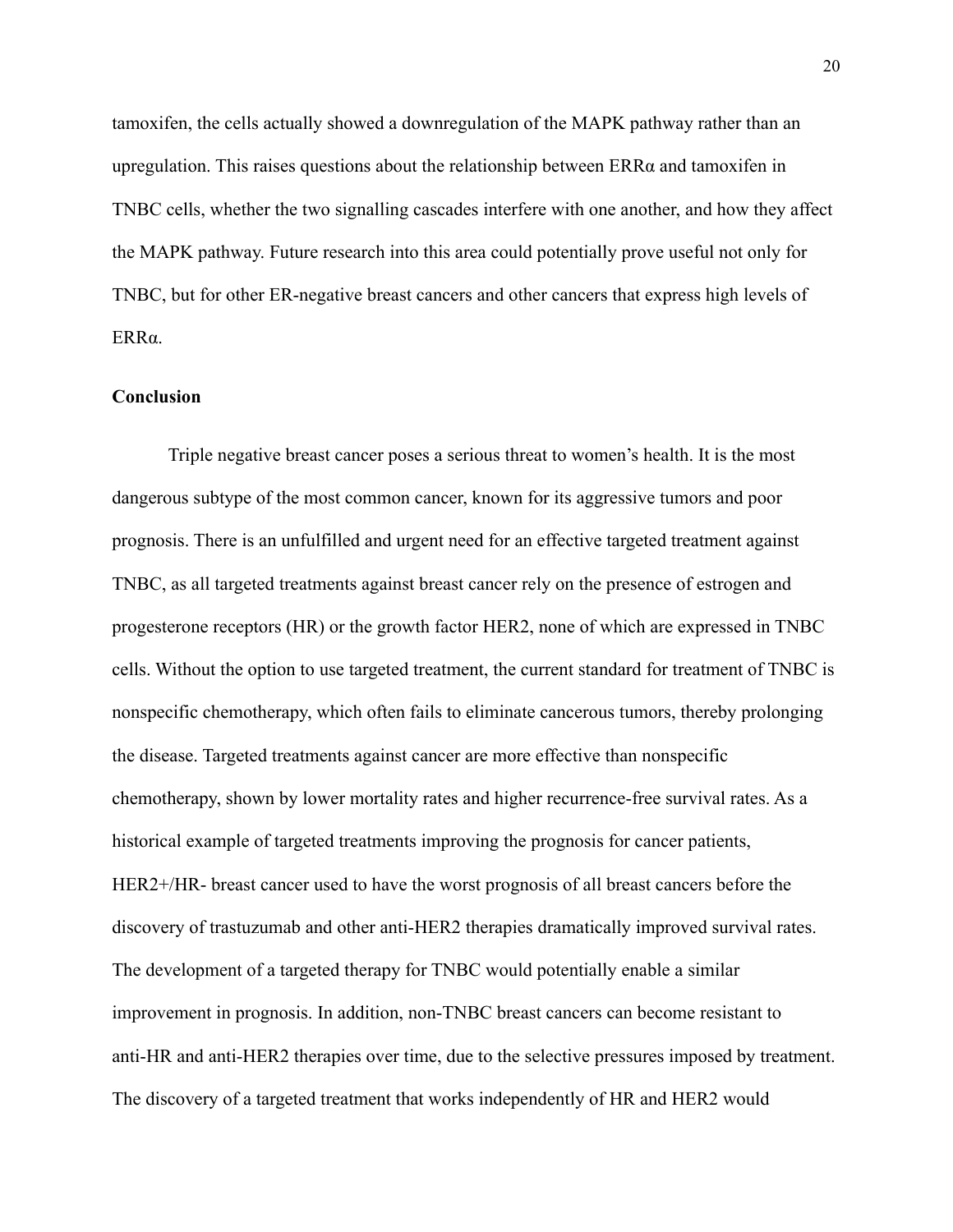tamoxifen, the cells actually showed a downregulation of the MAPK pathway rather than an upregulation. This raises questions about the relationship between ERRα and tamoxifen in TNBC cells, whether the two signalling cascades interfere with one another, and how they affect the MAPK pathway. Future research into this area could potentially prove useful not only for TNBC, but for other ER-negative breast cancers and other cancers that express high levels of ERRα.

**Conclusion**

Triple negative breast cancer poses a serious threat to women's health. It is the most dangerous subtype of the most common cancer, known for its aggressive tumors and poor prognosis. There is an unfulfilled and urgent need for an effective targeted treatment against TNBC, as all targeted treatments against breast cancer rely on the presence of estrogen and progesterone receptors (HR) or the growth factor HER2, none of which are expressed in TNBC cells. Without the option to use targeted treatment, the current standard for treatment of TNBC is nonspecific chemotherapy, which often fails to eliminate cancerous tumors, thereby prolonging the disease. Targeted treatments against cancer are more effective than nonspecific chemotherapy, shown by lower mortality rates and higher recurrence-free survival rates. As a historical example of targeted treatments improving the prognosis for cancer patients, HER2+/HR- breast cancer used to have the worst prognosis of all breast cancers before the discovery of trastuzumab and other anti-HER2 therapies dramatically improved survival rates. The development of a targeted therapy for TNBC would potentially enable a similar improvement in prognosis. In addition, non-TNBC breast cancers can become resistant to anti-HR and anti-HER2 therapies over time, due to the selective pressures imposed by treatment. The discovery of a targeted treatment that works independently of HR and HER2 would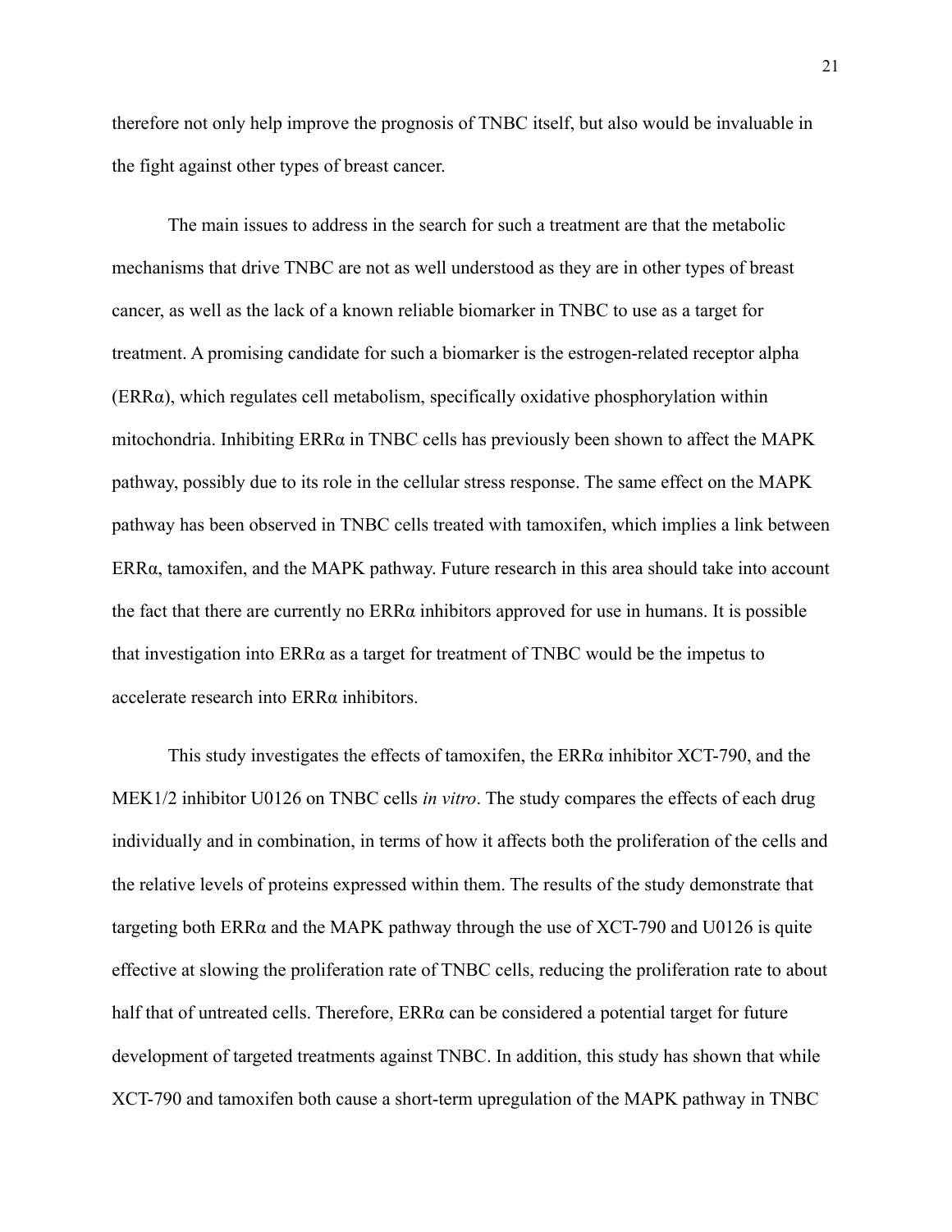therefore not only help improve the prognosis of TNBC itself, but also would be invaluable in the fight against other types of breast cancer.

The main issues to address in the search for such a treatment are that the metabolic mechanisms that drive TNBC are not as well understood as they are in other types of breast cancer, as well as the lack of a known reliable biomarker in TNBC to use as a target for treatment. A promising candidate for such a biomarker is the estrogen-related receptor alpha (ERRα), which regulates cell metabolism, specifically oxidative phosphorylation within mitochondria. Inhibiting ERRα in TNBC cells has previously been shown to affect the MAPK pathway, possibly due to its role in the cellular stress response. The same effect on the MAPK pathway has been observed in TNBC cells treated with tamoxifen, which implies a link between ERRα, tamoxifen, and the MAPK pathway. Future research in this area should take into account the fact that there are currently no ERRα inhibitors approved for use in humans. It is possible that investigation into ERRα as a target for treatment of TNBC would be the impetus to accelerate research into ERRα inhibitors.

This study investigates the effects of tamoxifen, the ERRα inhibitor XCT-790, and the MEK1/2 inhibitor U0126 on TNBC cells *in vitro*. The study compares the effects of each drug individually and in combination, in terms of how it affects both the proliferation of the cells and the relative levels of proteins expressed within them. The results of the study demonstrate that targeting both ERRα and the MAPK pathway through the use of XCT-790 and U0126 is quite effective at slowing the proliferation rate of TNBC cells, reducing the proliferation rate to about half that of untreated cells. Therefore, ERRα can be considered a potential target for future development of targeted treatments against TNBC. In addition, this study has shown that while XCT-790 and tamoxifen both cause a short-term upregulation of the MAPK pathway in TNBC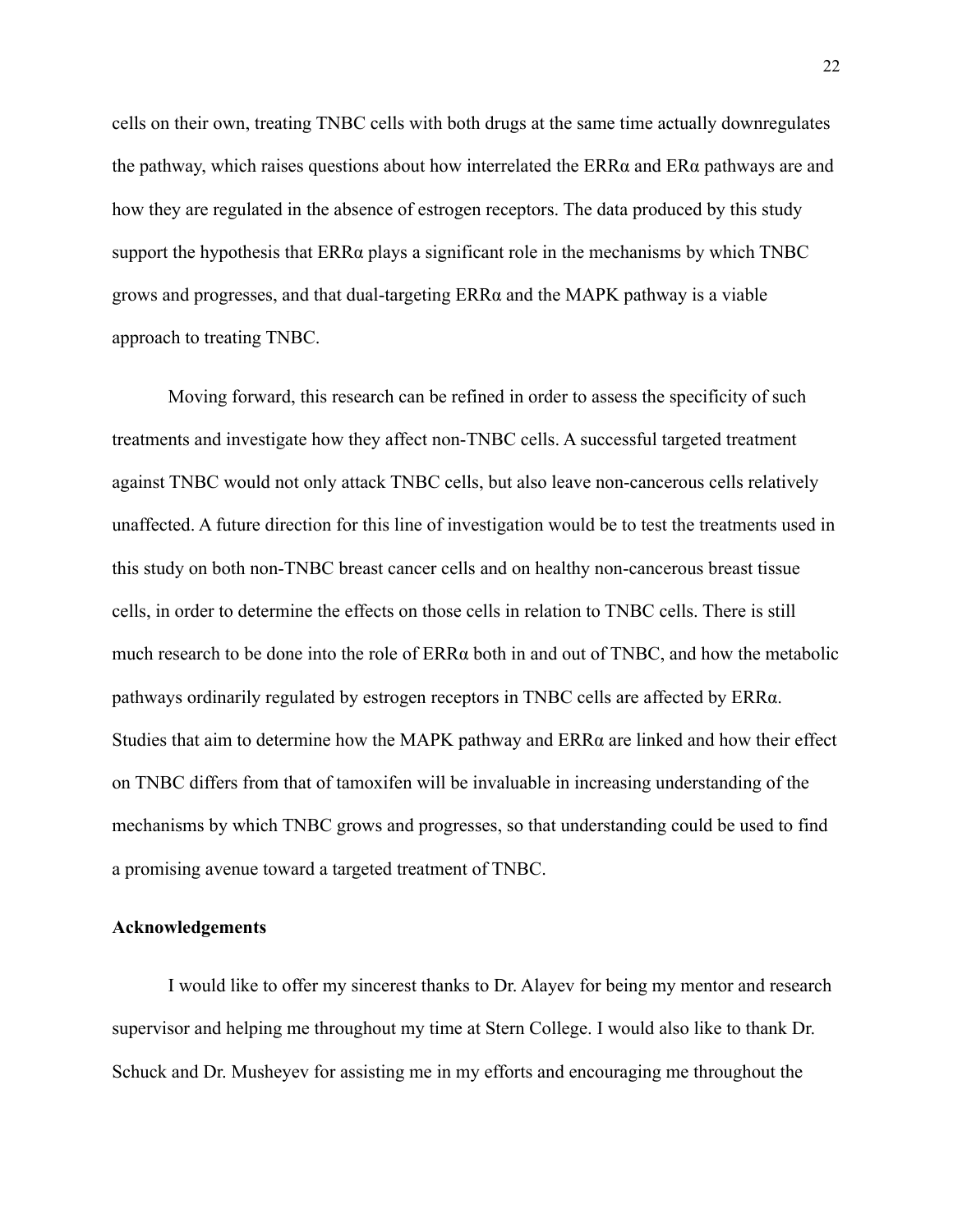cells on their own, treating TNBC cells with both drugs at the same time actually downregulates the pathway, which raises questions about how interrelated the ERRα and ERα pathways are and how they are regulated in the absence of estrogen receptors. The data produced by this study support the hypothesis that ERRα plays a significant role in the mechanisms by which TNBC grows and progresses, and that dual-targeting ERRα and the MAPK pathway is a viable approach to treating TNBC.

Moving forward, this research can be refined in order to assess the specificity of such treatments and investigate how they affect non-TNBC cells. A successful targeted treatment against TNBC would not only attack TNBC cells, but also leave non-cancerous cells relatively unaffected. A future direction for this line of investigation would be to test the treatments used in this study on both non-TNBC breast cancer cells and on healthy non-cancerous breast tissue cells, in order to determine the effects on those cells in relation to TNBC cells. There is still much research to be done into the role of ERRα both in and out of TNBC, and how the metabolic pathways ordinarily regulated by estrogen receptors in TNBC cells are affected by ERRα. Studies that aim to determine how the MAPK pathway and ERRα are linked and how their effect on TNBC differs from that of tamoxifen will be invaluable in increasing understanding of the mechanisms by which TNBC grows and progresses, so that understanding could be used to find a promising avenue toward a targeted treatment of TNBC.

**Acknowledgements**

I would like to offer my sincerest thanks to Dr. Alayev for being my mentor and research supervisor and helping me throughout my time at Stern College. I would also like to thank Dr. Schuck and Dr. Musheyev for assisting me in my efforts and encouraging me throughout the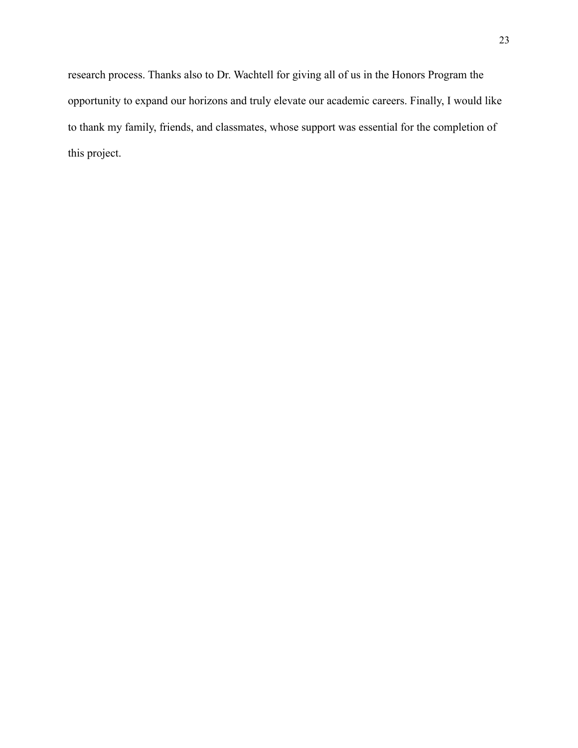research process. Thanks also to Dr. Wachtell for giving all of us in the Honors Program the opportunity to expand our horizons and truly elevate our academic careers. Finally, I would like to thank my family, friends, and classmates, whose support was essential for the completion of this project.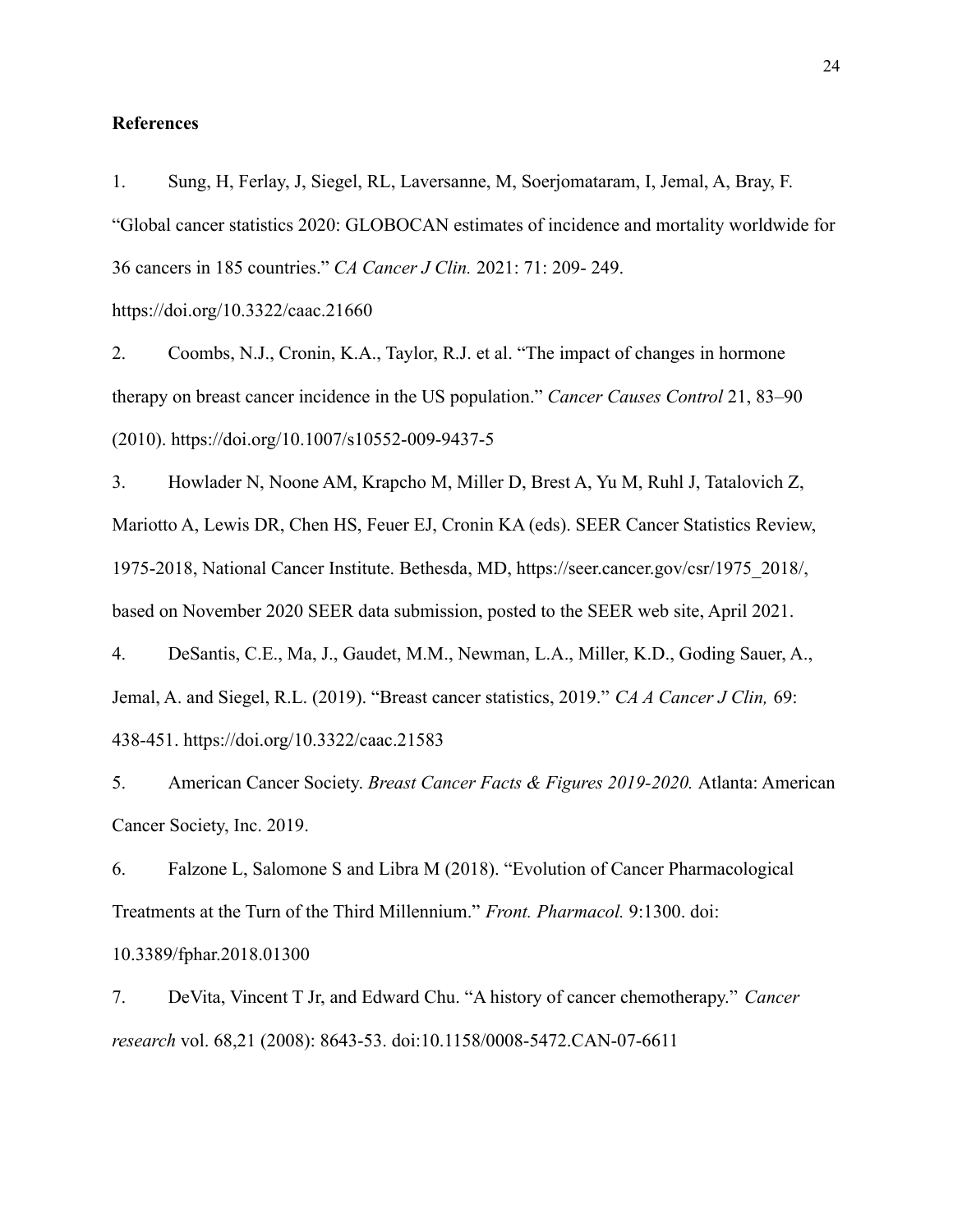**References**

1. Sung, H, Ferlay, J, Siegel, RL, Laversanne, M, Soerjomataram, I, Jemal, A, Bray, F. "Global cancer statistics 2020: GLOBOCAN estimates of incidence and mortality worldwide for 36 cancers in 185 countries." *CA Cancer J Clin.* 2021: 71: 209- 249. https://doi.org/10.3322/caac.21660

2. Coombs, N.J., Cronin, K.A., Taylor, R.J. et al. "The impact of changes in hormone therapy on breast cancer incidence in the US population." *Cancer Causes Control* 21, 83–90 (2010). https://doi.org/10.1007/s10552-009-9437-5

3. Howlader N, Noone AM, Krapcho M, Miller D, Brest A, Yu M, Ruhl J, Tatalovich Z, Mariotto A, Lewis DR, Chen HS, Feuer EJ, Cronin KA (eds). SEER Cancer Statistics Review, 1975-2018, National Cancer Institute. Bethesda, MD, https://seer.cancer.gov/csr/1975_2018/, based on November 2020 SEER data submission, posted to the SEER web site, April 2021.

4. DeSantis, C.E., Ma, J., Gaudet, M.M., Newman, L.A., Miller, K.D., Goding Sauer, A., Jemal, A. and Siegel, R.L. (2019). "Breast cancer statistics, 2019." *CA A Cancer J Clin,* 69: 438-451. https://doi.org/10.3322/caac.21583

5. American Cancer Society. *Breast Cancer Facts & Figures 2019-2020.* Atlanta: American Cancer Society, Inc. 2019.

6. Falzone L, Salomone S and Libra M (2018). "Evolution of Cancer Pharmacological Treatments at the Turn of the Third Millennium." *Front. Pharmacol.* 9:1300. doi: 10.3389/fphar.2018.01300

7. DeVita, Vincent T Jr, and Edward Chu. "A history of cancer chemotherapy." *Cancer research* vol. 68,21 (2008): 8643-53. doi:10.1158/0008-5472.CAN-07-6611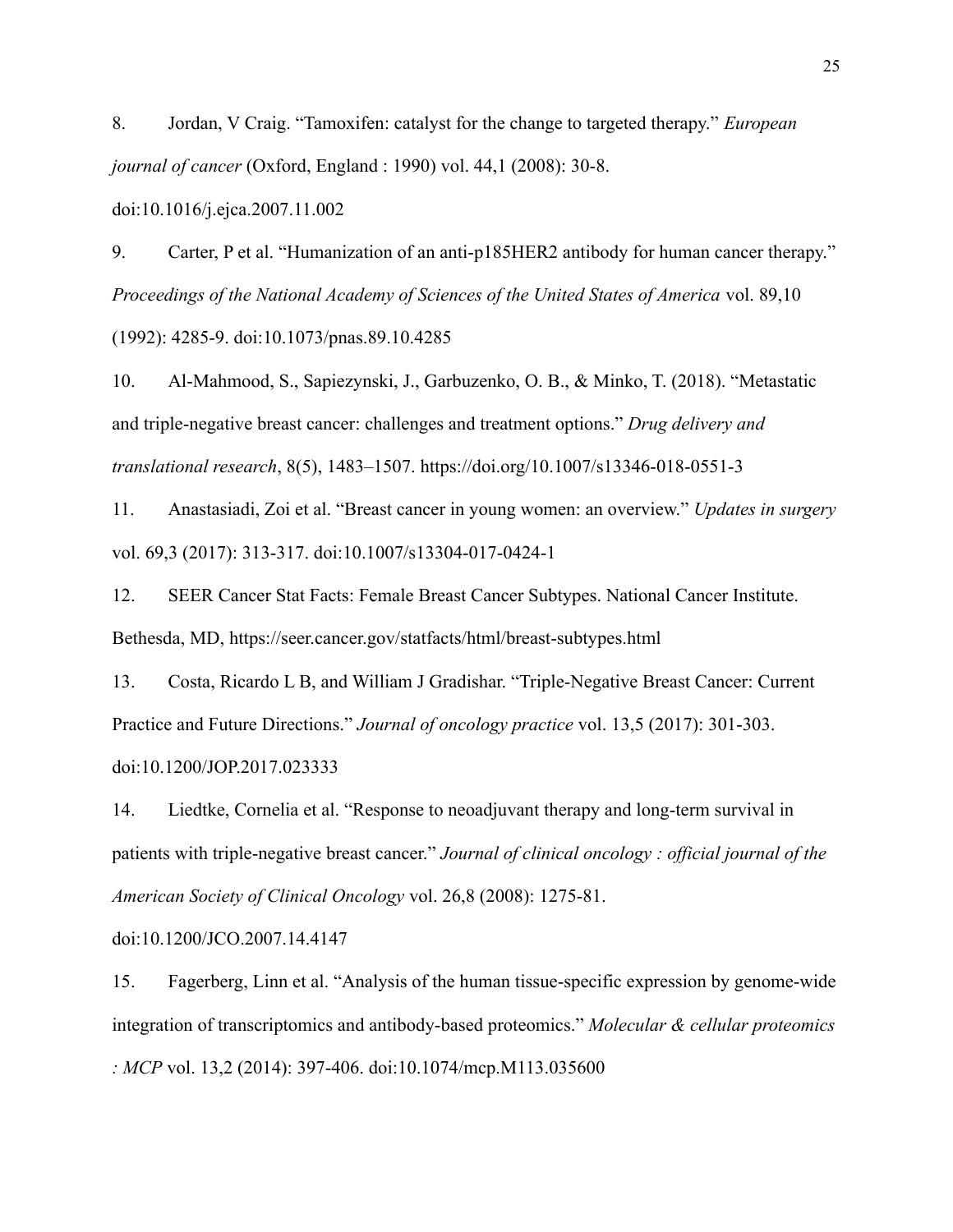8. Jordan, V Craig. "Tamoxifen: catalyst for the change to targeted therapy." *European journal of cancer* (Oxford, England : 1990) vol. 44,1 (2008): 30-8. doi:10.1016/j.ejca.2007.11.002

9. Carter, P et al. "Humanization of an anti-p185HER2 antibody for human cancer therapy." *Proceedings of the National Academy of Sciences of the United States of America* vol. 89,10 (1992): 4285-9. doi:10.1073/pnas.89.10.4285

10. Al-Mahmood, S., Sapiezynski, J., Garbuzenko, O. B., & Minko, T. (2018). "Metastatic and triple-negative breast cancer: challenges and treatment options." *Drug delivery and translational research*, 8(5), 1483–1507. https://doi.org/10.1007/s13346-018-0551-3

11. Anastasiadi, Zoi et al. "Breast cancer in young women: an overview." *Updates in surgery* vol. 69,3 (2017): 313-317. doi:10.1007/s13304-017-0424-1

12. SEER Cancer Stat Facts: Female Breast Cancer Subtypes. National Cancer Institute. Bethesda, MD, https://seer.cancer.gov/statfacts/html/breast-subtypes.html

13. Costa, Ricardo L B, and William J Gradishar. "Triple-Negative Breast Cancer: Current Practice and Future Directions." *Journal of oncology practice* vol. 13,5 (2017): 301-303. doi:10.1200/JOP.2017.023333

14. Liedtke, Cornelia et al. "Response to neoadjuvant therapy and long-term survival in patients with triple-negative breast cancer." *Journal of clinical oncology : official journal of the American Society of Clinical Oncology* vol. 26,8 (2008): 1275-81. doi:10.1200/JCO.2007.14.4147

15. Fagerberg, Linn et al. "Analysis of the human tissue-specific expression by genome-wide integration of transcriptomics and antibody-based proteomics." *Molecular & cellular proteomics : MCP* vol. 13,2 (2014): 397-406. doi:10.1074/mcp.M113.035600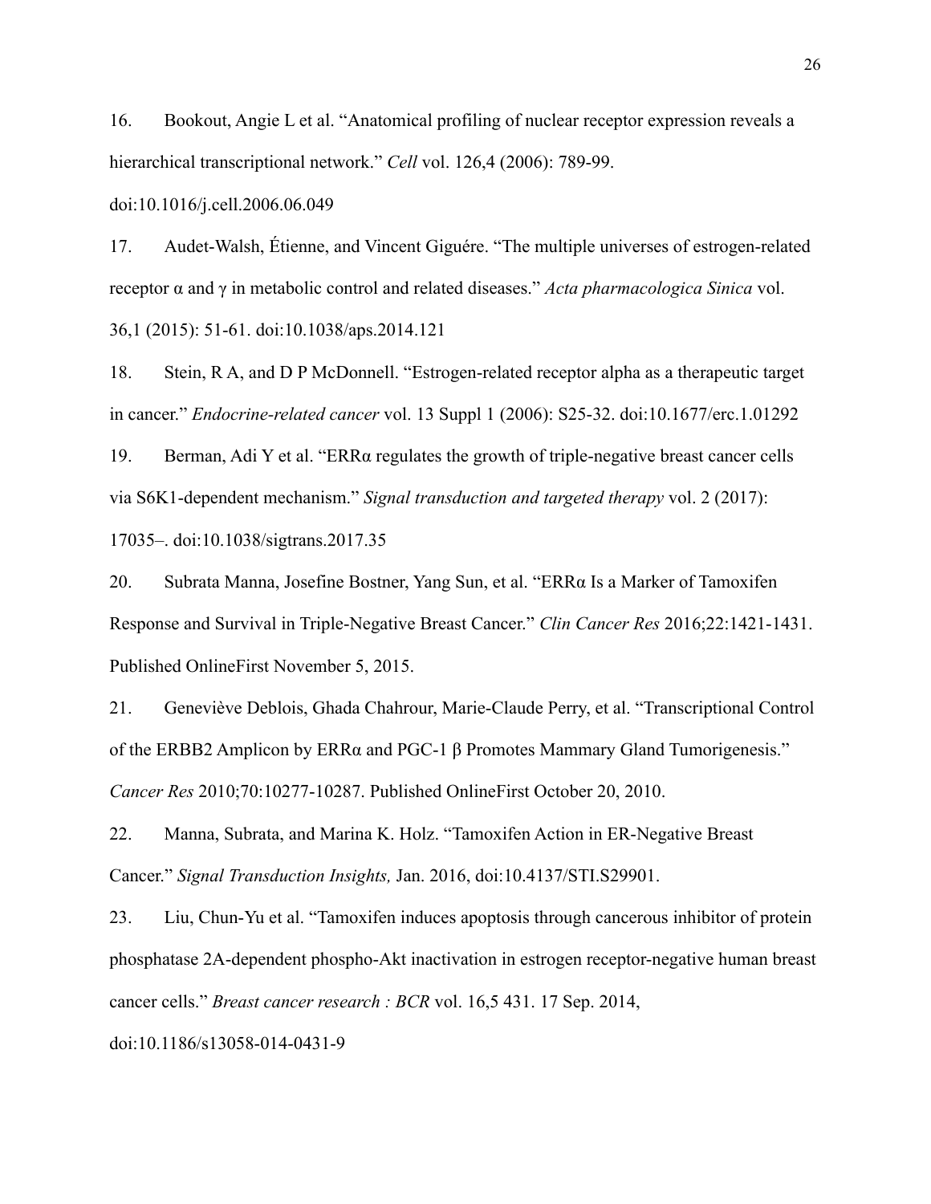16. Bookout, Angie L et al. "Anatomical profiling of nuclear receptor expression reveals a hierarchical transcriptional network." *Cell* vol. 126,4 (2006): 789-99. doi:10.1016/j.cell.2006.06.049

17. Audet-Walsh, Étienne, and Vincent Giguére. "The multiple universes of estrogen-related receptor α and γ in metabolic control and related diseases." *Acta pharmacologica Sinica* vol. 36,1 (2015): 51-61. doi:10.1038/aps.2014.121

18. Stein, R A, and D P McDonnell. "Estrogen-related receptor alpha as a therapeutic target in cancer." *Endocrine-related cancer* vol. 13 Suppl 1 (2006): S25-32. doi:10.1677/erc.1.01292

19. Berman, Adi Y et al. "ERRα regulates the growth of triple-negative breast cancer cells via S6K1-dependent mechanism." *Signal transduction and targeted therapy* vol. 2 (2017): 17035–. doi:10.1038/sigtrans.2017.35

20. Subrata Manna, Josefine Bostner, Yang Sun, et al. "ERRα Is a Marker of Tamoxifen Response and Survival in Triple-Negative Breast Cancer." *Clin Cancer Res* 2016;22:1421-1431. Published OnlineFirst November 5, 2015.

21. Geneviève Deblois, Ghada Chahrour, Marie-Claude Perry, et al. "Transcriptional Control of the ERBB2 Amplicon by ERRα and PGC-1 β Promotes Mammary Gland Tumorigenesis." *Cancer Res* 2010;70:10277-10287. Published OnlineFirst October 20, 2010.

22. Manna, Subrata, and Marina K. Holz. "Tamoxifen Action in ER-Negative Breast Cancer." *Signal Transduction Insights,* Jan. 2016, doi:10.4137/STI.S29901.

23. Liu, Chun-Yu et al. "Tamoxifen induces apoptosis through cancerous inhibitor of protein phosphatase 2A-dependent phospho-Akt inactivation in estrogen receptor-negative human breast cancer cells." *Breast cancer research : BCR* vol. 16,5 431. 17 Sep. 2014, doi:10.1186/s13058-014-0431-9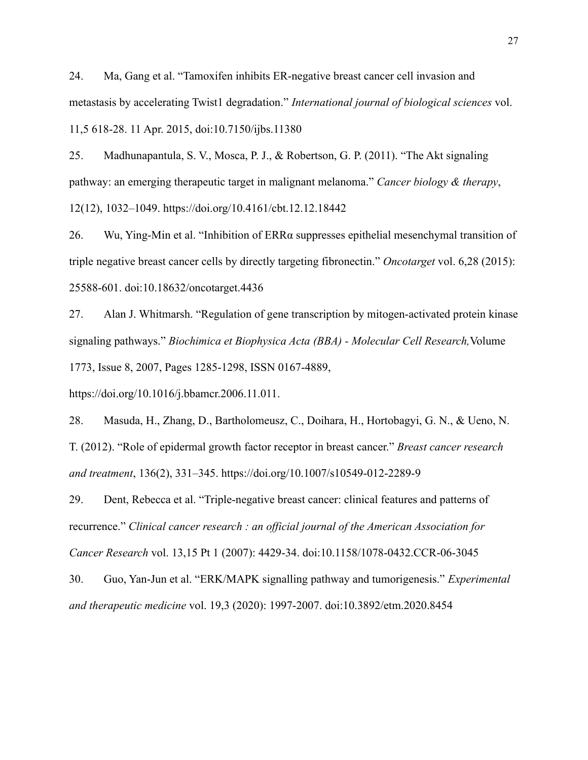24. Ma, Gang et al. "Tamoxifen inhibits ER-negative breast cancer cell invasion and metastasis by accelerating Twist1 degradation." *International journal of biological sciences* vol. 11,5 618-28. 11 Apr. 2015, doi:10.7150/ijbs.11380

25. Madhunapantula, S. V., Mosca, P. J., & Robertson, G. P. (2011). "The Akt signaling pathway: an emerging therapeutic target in malignant melanoma." *Cancer biology & therapy*, 12(12), 1032–1049. https://doi.org/10.4161/cbt.12.12.18442

26. Wu, Ying-Min et al. "Inhibition of ERRα suppresses epithelial mesenchymal transition of triple negative breast cancer cells by directly targeting fibronectin." *Oncotarget* vol. 6,28 (2015): 25588-601. doi:10.18632/oncotarget.4436

27. Alan J. Whitmarsh. "Regulation of gene transcription by mitogen-activated protein kinase signaling pathways." *Biochimica et Biophysica Acta (BBA) - Molecular Cell Research,* Volume 1773, Issue 8, 2007, Pages 1285-1298, ISSN 0167-4889, https://doi.org/10.1016/j.bbamcr.2006.11.011.

28. Masuda, H., Zhang, D., Bartholomeusz, C., Doihara, H., Hortobagyi, G. N., & Ueno, N. T. (2012). "Role of epidermal growth factor receptor in breast cancer." *Breast cancer research and treatment*, 136(2), 331–345. https://doi.org/10.1007/s10549-012-2289-9

29. Dent, Rebecca et al. "Triple-negative breast cancer: clinical features and patterns of recurrence." *Clinical cancer research : an official journal of the American Association for Cancer Research* vol. 13,15 Pt 1 (2007): 4429-34. doi:10.1158/1078-0432.CCR-06-3045

30. Guo, Yan-Jun et al. "ERK/MAPK signalling pathway and tumorigenesis." *Experimental and therapeutic medicine* vol. 19,3 (2020): 1997-2007. doi:10.3892/etm.2020.8454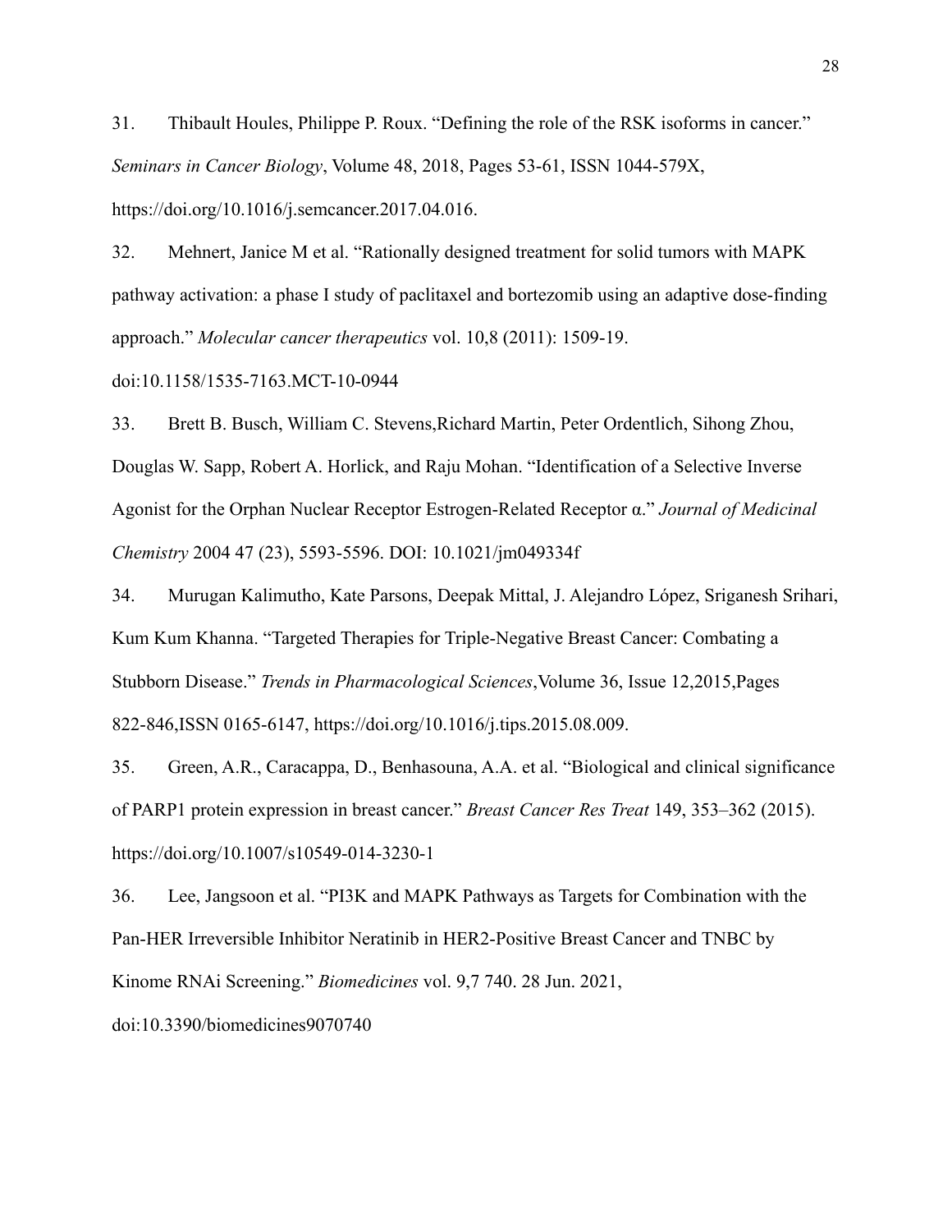31. Thibault Houles, Philippe P. Roux. “Defining the role of the RSK isoforms in cancer.” *Seminars in Cancer Biology*, Volume 48, 2018, Pages 53-61, ISSN 1044-579X, https://doi.org/10.1016/j.semcancer.2017.04.016.

32. Mehnert, Janice M et al. “Rationally designed treatment for solid tumors with MAPK pathway activation: a phase I study of paclitaxel and bortezomib using an adaptive dose-finding approach.” *Molecular cancer therapeutics* vol. 10,8 (2011): 1509-19. doi:10.1158/1535-7163.MCT-10-0944

33. Brett B. Busch, William C. Stevens,Richard Martin, Peter Ordentlich, Sihong Zhou, Douglas W. Sapp, Robert A. Horlick, and Raju Mohan. “Identification of a Selective Inverse Agonist for the Orphan Nuclear Receptor Estrogen-Related Receptor α.” *Journal of Medicinal Chemistry* 2004 47 (23), 5593-5596. DOI: 10.1021/jm049334f

34. Murugan Kalimutho, Kate Parsons, Deepak Mittal, J. Alejandro López, Sriganesh Srihari, Kum Kum Khanna. “Targeted Therapies for Triple-Negative Breast Cancer: Combating a Stubborn Disease.” *Trends in Pharmacological Sciences*,Volume 36, Issue 12,2015,Pages 822-846,ISSN 0165-6147, https://doi.org/10.1016/j.tips.2015.08.009.

35. Green, A.R., Caracappa, D., Benhasouna, A.A. et al. “Biological and clinical significance of PARP1 protein expression in breast cancer.” *Breast Cancer Res Treat* 149, 353–362 (2015). https://doi.org/10.1007/s10549-014-3230-1

36. Lee, Jangsoon et al. “PI3K and MAPK Pathways as Targets for Combination with the Pan-HER Irreversible Inhibitor Neratinib in HER2-Positive Breast Cancer and TNBC by Kinome RNAi Screening.” *Biomedicines* vol. 9,7 740. 28 Jun. 2021, doi:10.3390/biomedicines9070740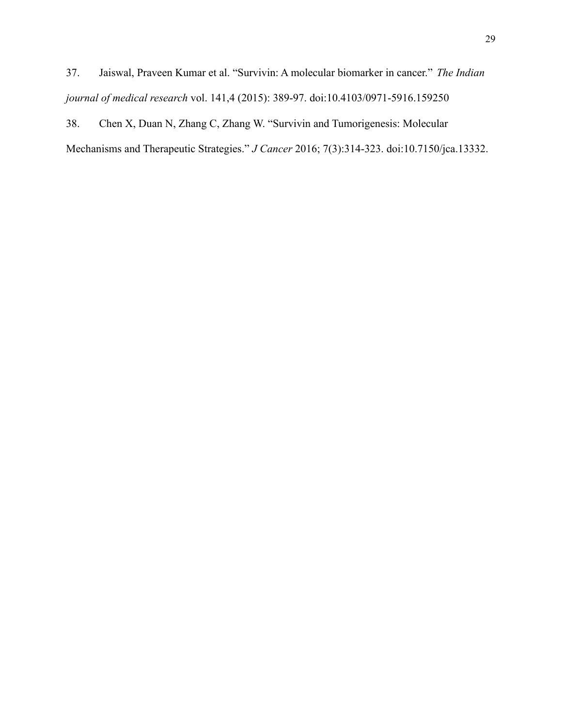37. Jaiswal, Praveen Kumar et al. "Survivin: A molecular biomarker in cancer." *The Indian journal of medical research* vol. 141,4 (2015): 389-97. doi:10.4103/0971-5916.159250

38. Chen X, Duan N, Zhang C, Zhang W. "Survivin and Tumorigenesis: Molecular Mechanisms and Therapeutic Strategies." *J Cancer* 2016; 7(3):314-323. doi:10.7150/jca.13332.